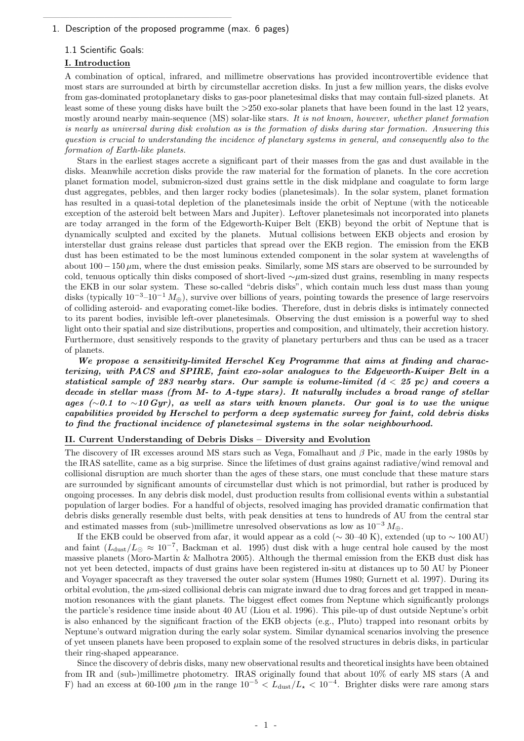1. Description of the proposed programme (max. 6 pages)

1.1 Scientific Goals:

## I. Introduction

A combination of optical, infrared, and millimetre observations has provided incontrovertible evidence that most stars are surrounded at birth by circumstellar accretion disks. In just a few million years, the disks evolve from gas-dominated protoplanetary disks to gas-poor planetesimal disks that may contain full-sized planets. At least some of these young disks have built the >250 exo-solar planets that have been found in the last 12 years, mostly around nearby main-sequence (MS) solar-like stars. *It is not known, however, whether planet formation is nearly as universal during disk evolution as is the formation of disks during star formation. Answering this question is crucial to understanding the incidence of planetary systems in general, and consequently also to the formation of Earth-like planets.*

Stars in the earliest stages accrete a significant part of their masses from the gas and dust available in the disks. Meanwhile accretion disks provide the raw material for the formation of planets. In the core accretion planet formation model, submicron-sized dust grains settle in the disk midplane and coagulate to form large dust aggregates, pebbles, and then larger rocky bodies (planetesimals). In the solar system, planet formation has resulted in a quasi-total depletion of the planetesimals inside the orbit of Neptune (with the noticeable exception of the asteroid belt between Mars and Jupiter). Leftover planetesimals not incorporated into planets are today arranged in the form of the Edgeworth-Kuiper Belt (EKB) beyond the orbit of Neptune that is dynamically sculpted and excited by the planets. Mutual collisions between EKB objects and erosion by interstellar dust grains release dust particles that spread over the EKB region. The emission from the EKB dust has been estimated to be the most luminous extended component in the solar system at wavelengths of about $100-150\,\mu$m, where the dust emission peaks. Similarly, some MS stars are observed to be surrounded by cold, tenuous optically thin disks composed of short-lived $\sim\mu$m-sized dust grains, resembling in many respects the EKB in our solar system. These so-called "debris disks", which contain much less dust mass than young disks (typically $10^{-3}$–$10^{-1}\,M_\oplus$), survive over billions of years, pointing towards the presence of large reservoirs of colliding asteroid- and evaporating comet-like bodies. Therefore, dust in debris disks is intimately connected to its parent bodies, invisible left-over planetesimals. Observing the dust emission is a powerful way to shed light onto their spatial and size distributions, properties and composition, and ultimately, their accretion history. Furthermore, dust sensitively responds to the gravity of planetary perturbers and thus can be used as a tracer of planets.

***We propose a sensitivity-limited Herschel Key Programme that aims at finding and characterizing, with PACS and SPIRE, faint exo-solar analogues to the Edgeworth-Kuiper Belt in a statistical sample of 283 nearby stars. Our sample is volume-limited (d < 25 pc) and covers a decade in stellar mass (from M- to A-type stars). It naturally includes a broad range of stellar ages (~0.1 to ~10 Gyr), as well as stars with known planets. Our goal is to use the unique capabilities provided by Herschel to perform a deep systematic survey for faint, cold debris disks to find the fractional incidence of planetesimal systems in the solar neighbourhood.***

## II. Current Understanding of Debris Disks – Diversity and Evolution

The discovery of IR excesses around MS stars such as Vega, Fomalhaut and $\beta$ Pic, made in the early 1980s by the IRAS satellite, came as a big surprise. Since the lifetimes of dust grains against radiative/wind removal and collisional disruption are much shorter than the ages of these stars, one must conclude that these mature stars are surrounded by significant amounts of circumstellar dust which is not primordial, but rather is produced by ongoing processes. In any debris disk model, dust production results from collisional events within a substantial population of larger bodies. For a handful of objects, resolved imaging has provided dramatic confirmation that debris disks generally resemble dust belts, with peak densities at tens to hundreds of AU from the central star and estimated masses from (sub-)millimetre unresolved observations as low as $10^{-3}\,M_\oplus$.

If the EKB could be observed from afar, it would appear as a cold ($\sim$ 30–40 K), extended (up to $\sim$ 100 AU) and faint ($L_{\rm dust}/L_\odot \approx 10^{-7}$, Backman et al. 1995) dust disk with a huge central hole caused by the most massive planets (Moro-Martin & Malhotra 2005). Although the thermal emission from the EKB dust disk has not yet been detected, impacts of dust grains have been registered in-situ at distances up to 50 AU by Pioneer and Voyager spacecraft as they traversed the outer solar system (Humes 1980; Gurnett et al. 1997). During its orbital evolution, the $\mu$m-sized collisional debris can migrate inward due to drag forces and get trapped in mean-motion resonances with the giant planets. The biggest effect comes from Neptune which significantly prolongs the particle's residence time inside about 40 AU (Liou et al. 1996). This pile-up of dust outside Neptune's orbit is also enhanced by the significant fraction of the EKB objects (e.g., Pluto) trapped into resonant orbits by Neptune's outward migration during the early solar system. Similar dynamical scenarios involving the presence of yet unseen planets have been proposed to explain some of the resolved structures in debris disks, in particular their ring-shaped appearance.

Since the discovery of debris disks, many new observational results and theoretical insights have been obtained from IR and (sub-)millimetre photometry. IRAS originally found that about 10% of early MS stars (A and F) had an excess at 60-100 $\mu$m in the range $10^{-5} < L_{\rm dust}/L_\star < 10^{-4}$. Brighter disks were rare among stars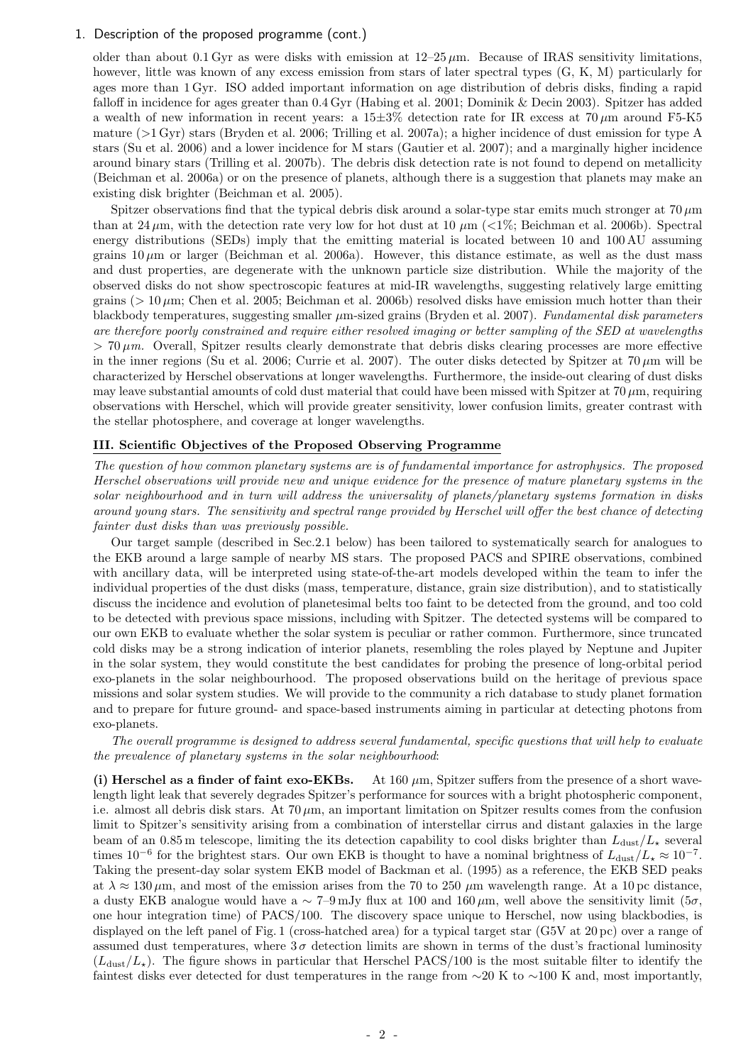## 1. Description of the proposed programme (cont.)

older than about 0.1 Gyr as were disks with emission at 12–25 $\mu$m. Because of IRAS sensitivity limitations, however, little was known of any excess emission from stars of later spectral types (G, K, M) particularly for ages more than 1 Gyr. ISO added important information on age distribution of debris disks, finding a rapid falloff in incidence for ages greater than 0.4 Gyr (Habing et al. 2001; Dominik & Decin 2003). Spitzer has added a wealth of new information in recent years: a 15±3% detection rate for IR excess at 70 $\mu$m around F5-K5 mature (>1 Gyr) stars (Bryden et al. 2006; Trilling et al. 2007a); a higher incidence of dust emission for type A stars (Su et al. 2006) and a lower incidence for M stars (Gautier et al. 2007); and a marginally higher incidence around binary stars (Trilling et al. 2007b). The debris disk detection rate is not found to depend on metallicity (Beichman et al. 2006a) or on the presence of planets, although there is a suggestion that planets may make an existing disk brighter (Beichman et al. 2005).

Spitzer observations find that the typical debris disk around a solar-type star emits much stronger at 70 $\mu$m than at 24 $\mu$m, with the detection rate very low for hot dust at 10 $\mu$m (<1%; Beichman et al. 2006b). Spectral energy distributions (SEDs) imply that the emitting material is located between 10 and 100 AU assuming grains 10 $\mu$m or larger (Beichman et al. 2006a). However, this distance estimate, as well as the dust mass and dust properties, are degenerate with the unknown particle size distribution. While the majority of the observed disks do not show spectroscopic features at mid-IR wavelengths, suggesting relatively large emitting grains (> 10 $\mu$m; Chen et al. 2005; Beichman et al. 2006b) resolved disks have emission much hotter than their blackbody temperatures, suggesting smaller $\mu$m-sized grains (Bryden et al. 2007). *Fundamental disk parameters are therefore poorly constrained and require either resolved imaging or better sampling of the SED at wavelengths > 70 $\mu$m.* Overall, Spitzer results clearly demonstrate that debris disks clearing processes are more effective in the inner regions (Su et al. 2006; Currie et al. 2007). The outer disks detected by Spitzer at 70 $\mu$m will be characterized by Herschel observations at longer wavelengths. Furthermore, the inside-out clearing of dust disks may leave substantial amounts of cold dust material that could have been missed with Spitzer at 70 $\mu$m, requiring observations with Herschel, which will provide greater sensitivity, lower confusion limits, greater contrast with the stellar photosphere, and coverage at longer wavelengths.

### III. Scientific Objectives of the Proposed Observing Programme

*The question of how common planetary systems are is of fundamental importance for astrophysics. The proposed Herschel observations will provide new and unique evidence for the presence of mature planetary systems in the solar neighbourhood and in turn will address the universality of planets/planetary systems formation in disks around young stars. The sensitivity and spectral range provided by Herschel will offer the best chance of detecting fainter dust disks than was previously possible.*

Our target sample (described in Sec.2.1 below) has been tailored to systematically search for analogues to the EKB around a large sample of nearby MS stars. The proposed PACS and SPIRE observations, combined with ancillary data, will be interpreted using state-of-the-art models developed within the team to infer the individual properties of the dust disks (mass, temperature, distance, grain size distribution), and to statistically discuss the incidence and evolution of planetesimal belts too faint to be detected from the ground, and too cold to be detected with previous space missions, including with Spitzer. The detected systems will be compared to our own EKB to evaluate whether the solar system is peculiar or rather common. Furthermore, since truncated cold disks may be a strong indication of interior planets, resembling the roles played by Neptune and Jupiter in the solar system, they would constitute the best candidates for probing the presence of long-orbital period exo-planets in the solar neighbourhood. The proposed observations build on the heritage of previous space missions and solar system studies. We will provide to the community a rich database to study planet formation and to prepare for future ground- and space-based instruments aiming in particular at detecting photons from exo-planets.

*The overall programme is designed to address several fundamental, specific questions that will help to evaluate the prevalence of planetary systems in the solar neighbourhood*:

**(i) Herschel as a finder of faint exo-EKBs.** At 160 $\mu$m, Spitzer suffers from the presence of a short wavelength light leak that severely degrades Spitzer's performance for sources with a bright photospheric component, i.e. almost all debris disk stars. At 70 $\mu$m, an important limitation on Spitzer results comes from the confusion limit to Spitzer's sensitivity arising from a combination of interstellar cirrus and distant galaxies in the large beam of an 0.85 m telescope, limiting the its detection capability to cool disks brighter than $L_{\rm dust}/L_\star$ several times $10^{-6}$ for the brightest stars. Our own EKB is thought to have a nominal brightness of $L_{\rm dust}/L_\star \approx 10^{-7}$. Taking the present-day solar system EKB model of Backman et al. (1995) as a reference, the EKB SED peaks at $\lambda \approx 130\,\mu$m, and most of the emission arises from the 70 to 250 $\mu$m wavelength range. At a 10 pc distance, a dusty EKB analogue would have a ~ 7–9 mJy flux at 100 and 160 $\mu$m, well above the sensitivity limit (5$\sigma$, one hour integration time) of PACS/100. The discovery space unique to Herschel, now using blackbodies, is displayed on the left panel of Fig. 1 (cross-hatched area) for a typical target star (G5V at 20 pc) over a range of assumed dust temperatures, where 3$\sigma$ detection limits are shown in terms of the dust's fractional luminosity ($L_{\rm dust}/L_\star$). The figure shows in particular that Herschel PACS/100 is the most suitable filter to identify the faintest disks ever detected for dust temperatures in the range from ~20 K to ~100 K and, most importantly,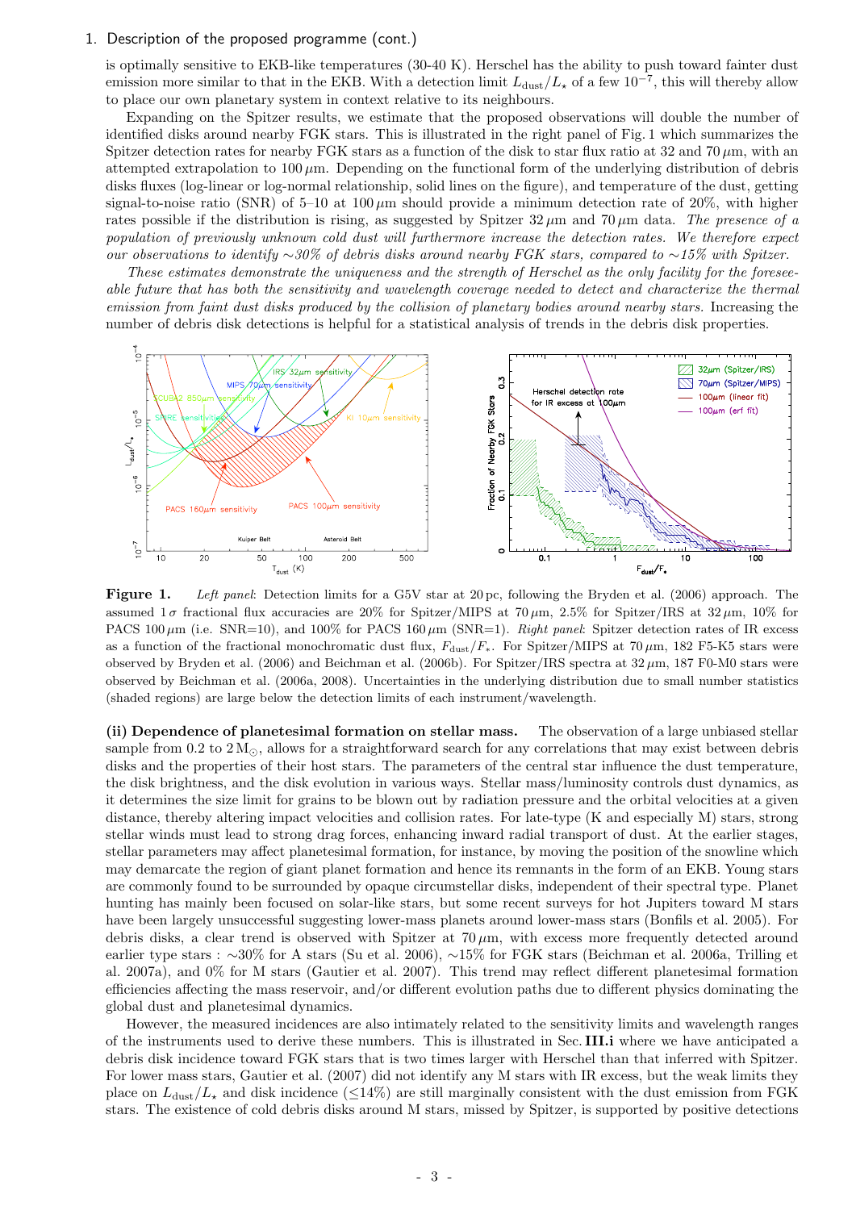1. Description of the proposed programme (cont.)

is optimally sensitive to EKB-like temperatures (30-40 K). Herschel has the ability to push toward fainter dust emission more similar to that in the EKB. With a detection limit $L_{\rm dust}/L_\star$ of a few $10^{-7}$, this will thereby allow to place our own planetary system in context relative to its neighbours.

Expanding on the Spitzer results, we estimate that the proposed observations will double the number of identified disks around nearby FGK stars. This is illustrated in the right panel of Fig. 1 which summarizes the Spitzer detection rates for nearby FGK stars as a function of the disk to star flux ratio at 32 and 70 $\mu$m, with an attempted extrapolation to 100 $\mu$m. Depending on the functional form of the underlying distribution of debris disks fluxes (log-linear or log-normal relationship, solid lines on the figure), and temperature of the dust, getting signal-to-noise ratio (SNR) of 5–10 at 100 $\mu$m should provide a minimum detection rate of 20%, with higher rates possible if the distribution is rising, as suggested by Spitzer 32 $\mu$m and 70 $\mu$m data. *The presence of a population of previously unknown cold dust will furthermore increase the detection rates. We therefore expect our observations to identify ∼30% of debris disks around nearby FGK stars, compared to ∼15% with Spitzer.*

*These estimates demonstrate the uniqueness and the strength of Herschel as the only facility for the foreseeable future that has both the sensitivity and wavelength coverage needed to detect and characterize the thermal emission from faint dust disks produced by the collision of planetary bodies around nearby stars.* Increasing the number of debris disk detections is helpful for a statistical analysis of trends in the debris disk properties.

**Figure 1.** *Left panel*: Detection limits for a G5V star at 20 pc, following the Bryden et al. (2006) approach. The assumed 1 $\sigma$ fractional flux accuracies are 20% for Spitzer/MIPS at 70 $\mu$m, 2.5% for Spitzer/IRS at 32 $\mu$m, 10% for PACS 100 $\mu$m (i.e. SNR=10), and 100% for PACS 160 $\mu$m (SNR=1). *Right panel*: Spitzer detection rates of IR excess as a function of the fractional monochromatic dust flux, $F_{\rm dust}/F_*$. For Spitzer/MIPS at 70 $\mu$m, 182 F5-K5 stars were observed by Bryden et al. (2006) and Beichman et al. (2006b). For Spitzer/IRS spectra at 32 $\mu$m, 187 F0-M0 stars were observed by Beichman et al. (2006a, 2008). Uncertainties in the underlying distribution due to small number statistics (shaded regions) are large below the detection limits of each instrument/wavelength.

**(ii) Dependence of planetesimal formation on stellar mass.** The observation of a large unbiased stellar sample from 0.2 to 2 $M_\odot$, allows for a straightforward search for any correlations that may exist between debris disks and the properties of their host stars. The parameters of the central star influence the dust temperature, the disk brightness, and the disk evolution in various ways. Stellar mass/luminosity controls dust dynamics, as it determines the size limit for grains to be blown out by radiation pressure and the orbital velocities at a given distance, thereby altering impact velocities and collision rates. For late-type (K and especially M) stars, strong stellar winds must lead to strong drag forces, enhancing inward radial transport of dust. At the earlier stages, stellar parameters may affect planetesimal formation, for instance, by moving the position of the snowline which may demarcate the region of giant planet formation and hence its remnants in the form of an EKB. Young stars are commonly found to be surrounded by opaque circumstellar disks, independent of their spectral type. Planet hunting has mainly been focused on solar-like stars, but some recent surveys for hot Jupiters toward M stars have been largely unsuccessful suggesting lower-mass planets around lower-mass stars (Bonfils et al. 2005). For debris disks, a clear trend is observed with Spitzer at 70 $\mu$m, with excess more frequently detected around earlier type stars : ∼30% for A stars (Su et al. 2006), ∼15% for FGK stars (Beichman et al. 2006a, Trilling et al. 2007a), and 0% for M stars (Gautier et al. 2007). This trend may reflect different planetesimal formation efficiencies affecting the mass reservoir, and/or different evolution paths due to different physics dominating the global dust and planetesimal dynamics.

However, the measured incidences are also intimately related to the sensitivity limits and wavelength ranges of the instruments used to derive these numbers. This is illustrated in Sec. **III.i** where we have anticipated a debris disk incidence toward FGK stars that is two times larger with Herschel than that inferred with Spitzer. For lower mass stars, Gautier et al. (2007) did not identify any M stars with IR excess, but the weak limits they place on $L_{\rm dust}/L_\star$ and disk incidence ($\leq$14%) are still marginally consistent with the dust emission from FGK stars. The existence of cold debris disks around M stars, missed by Spitzer, is supported by positive detections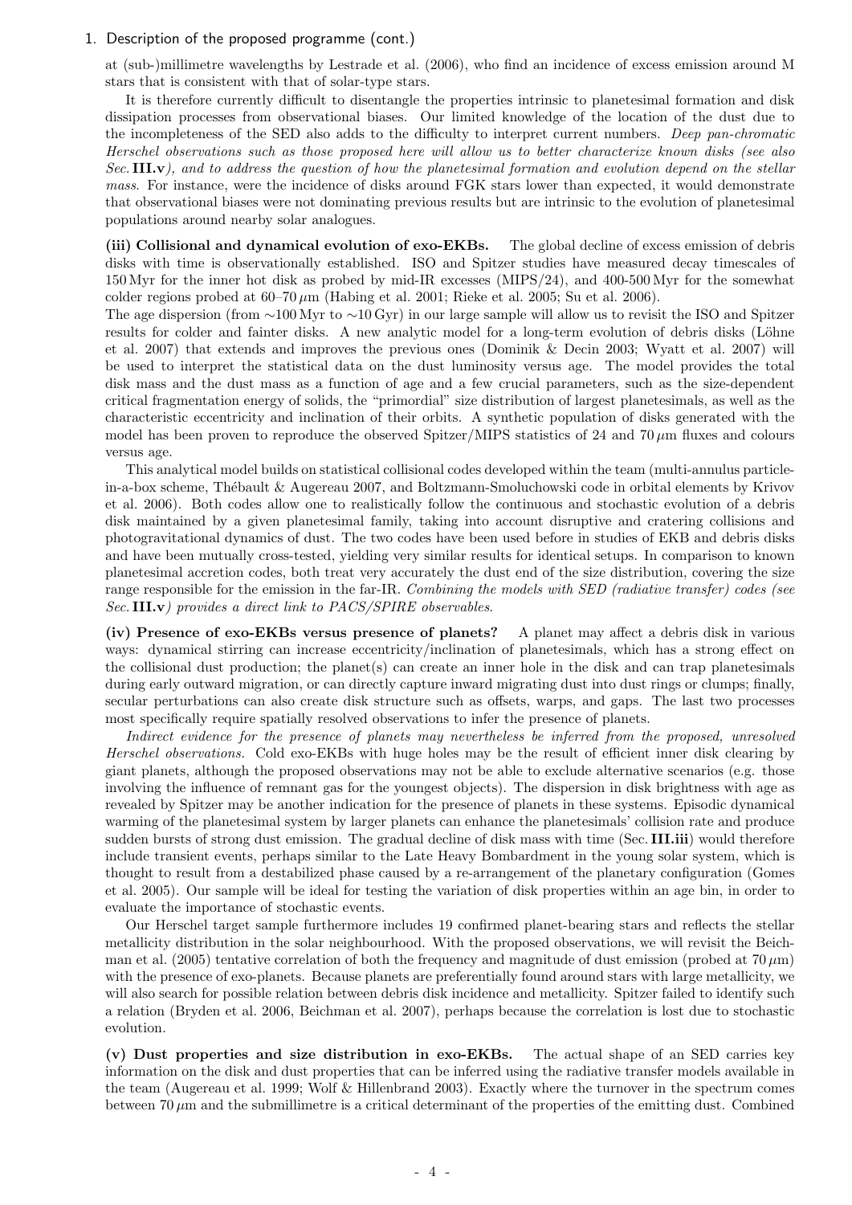## 1. Description of the proposed programme (cont.)

at (sub-)millimetre wavelengths by Lestrade et al. (2006), who find an incidence of excess emission around M stars that is consistent with that of solar-type stars.

It is therefore currently difficult to disentangle the properties intrinsic to planetesimal formation and disk dissipation processes from observational biases. Our limited knowledge of the location of the dust due to the incompleteness of the SED also adds to the difficulty to interpret current numbers. *Deep pan-chromatic Herschel observations such as those proposed here will allow us to better characterize known disks (see also Sec.* **III.v***), and to address the question of how the planetesimal formation and evolution depend on the stellar mass.* For instance, were the incidence of disks around FGK stars lower than expected, it would demonstrate that observational biases were not dominating previous results but are intrinsic to the evolution of planetesimal populations around nearby solar analogues.

**(iii) Collisional and dynamical evolution of exo-EKBs.** The global decline of excess emission of debris disks with time is observationally established. ISO and Spitzer studies have measured decay timescales of 150 Myr for the inner hot disk as probed by mid-IR excesses (MIPS/24), and 400-500 Myr for the somewhat colder regions probed at 60–70 $\mu$m (Habing et al. 2001; Rieke et al. 2005; Su et al. 2006).

The age dispersion (from ∼100 Myr to ∼10 Gyr) in our large sample will allow us to revisit the ISO and Spitzer results for colder and fainter disks. A new analytic model for a long-term evolution of debris disks (Löhne et al. 2007) that extends and improves the previous ones (Dominik & Decin 2003; Wyatt et al. 2007) will be used to interpret the statistical data on the dust luminosity versus age. The model provides the total disk mass and the dust mass as a function of age and a few crucial parameters, such as the size-dependent critical fragmentation energy of solids, the "primordial" size distribution of largest planetesimals, as well as the characteristic eccentricity and inclination of their orbits. A synthetic population of disks generated with the model has been proven to reproduce the observed Spitzer/MIPS statistics of 24 and 70 $\mu$m fluxes and colours versus age.

This analytical model builds on statistical collisional codes developed within the team (multi-annulus particle-in-a-box scheme, Thébault & Augereau 2007, and Boltzmann-Smoluchowski code in orbital elements by Krivov et al. 2006). Both codes allow one to realistically follow the continuous and stochastic evolution of a debris disk maintained by a given planetesimal family, taking into account disruptive and cratering collisions and photogravitational dynamics of dust. The two codes have been used before in studies of EKB and debris disks and have been mutually cross-tested, yielding very similar results for identical setups. In comparison to known planetesimal accretion codes, both treat very accurately the dust end of the size distribution, covering the size range responsible for the emission in the far-IR. *Combining the models with SED (radiative transfer) codes (see Sec.* **III.v***) provides a direct link to PACS/SPIRE observables.*

**(iv) Presence of exo-EKBs versus presence of planets?** A planet may affect a debris disk in various ways: dynamical stirring can increase eccentricity/inclination of planetesimals, which has a strong effect on the collisional dust production; the planet(s) can create an inner hole in the disk and can trap planetesimals during early outward migration, or can directly capture inward migrating dust into dust rings or clumps; finally, secular perturbations can also create disk structure such as offsets, warps, and gaps. The last two processes most specifically require spatially resolved observations to infer the presence of planets.

*Indirect evidence for the presence of planets may nevertheless be inferred from the proposed, unresolved Herschel observations.* Cold exo-EKBs with huge holes may be the result of efficient inner disk clearing by giant planets, although the proposed observations may not be able to exclude alternative scenarios (e.g. those involving the influence of remnant gas for the youngest objects). The dispersion in disk brightness with age as revealed by Spitzer may be another indication for the presence of planets in these systems. Episodic dynamical warming of the planetesimal system by larger planets can enhance the planetesimals' collision rate and produce sudden bursts of strong dust emission. The gradual decline of disk mass with time (Sec. **III.iii**) would therefore include transient events, perhaps similar to the Late Heavy Bombardment in the young solar system, which is thought to result from a destabilized phase caused by a re-arrangement of the planetary configuration (Gomes et al. 2005). Our sample will be ideal for testing the variation of disk properties within an age bin, in order to evaluate the importance of stochastic events.

Our Herschel target sample furthermore includes 19 confirmed planet-bearing stars and reflects the stellar metallicity distribution in the solar neighbourhood. With the proposed observations, we will revisit the Beichman et al. (2005) tentative correlation of both the frequency and magnitude of dust emission (probed at 70 $\mu$m) with the presence of exo-planets. Because planets are preferentially found around stars with large metallicity, we will also search for possible relation between debris disk incidence and metallicity. Spitzer failed to identify such a relation (Bryden et al. 2006, Beichman et al. 2007), perhaps because the correlation is lost due to stochastic evolution.

**(v) Dust properties and size distribution in exo-EKBs.** The actual shape of an SED carries key information on the disk and dust properties that can be inferred using the radiative transfer models available in the team (Augereau et al. 1999; Wolf & Hillenbrand 2003). Exactly where the turnover in the spectrum comes between 70 $\mu$m and the submillimetre is a critical determinant of the properties of the emitting dust. Combined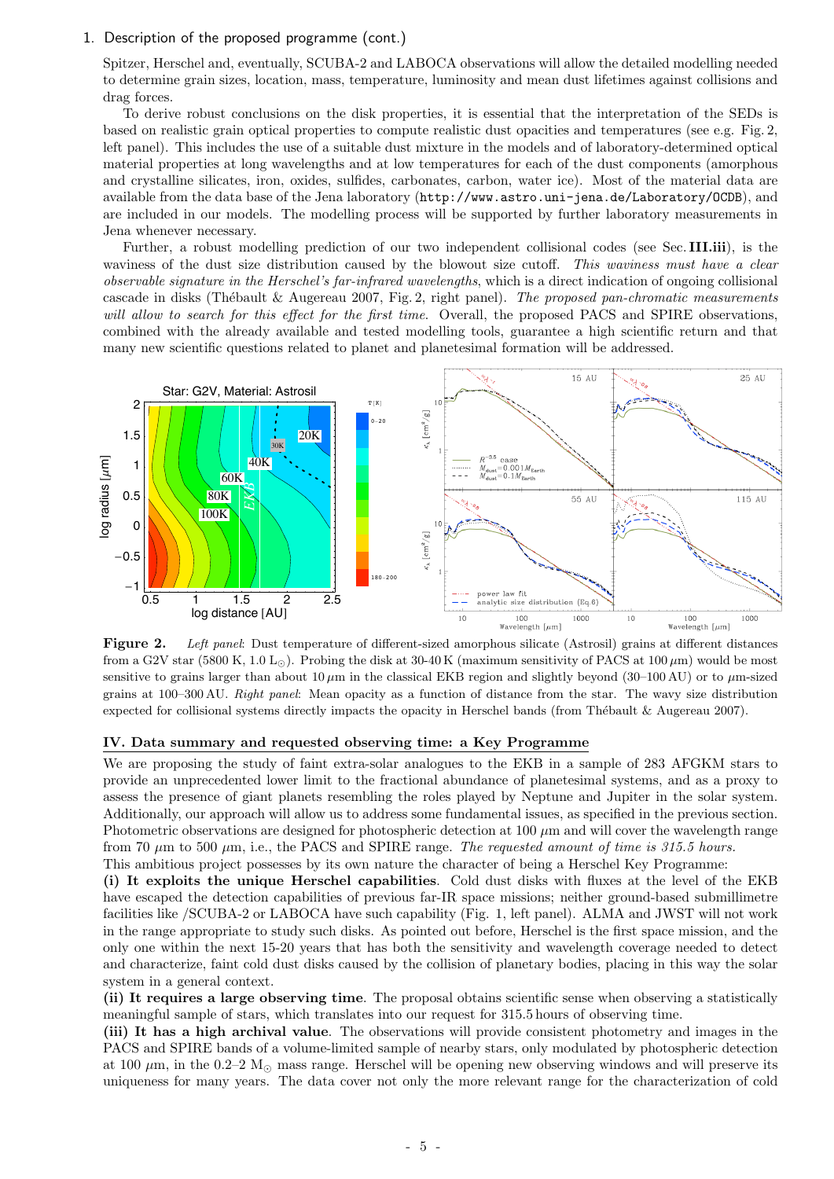1. Description of the proposed programme (cont.)

Spitzer, Herschel and, eventually, SCUBA-2 and LABOCA observations will allow the detailed modelling needed to determine grain sizes, location, mass, temperature, luminosity and mean dust lifetimes against collisions and drag forces.

To derive robust conclusions on the disk properties, it is essential that the interpretation of the SEDs is based on realistic grain optical properties to compute realistic dust opacities and temperatures (see e.g. Fig. 2, left panel). This includes the use of a suitable dust mixture in the models and of laboratory-determined optical material properties at long wavelengths and at low temperatures for each of the dust components (amorphous and crystalline silicates, iron, oxides, sulfides, carbonates, carbon, water ice). Most of the material data are available from the data base of the Jena laboratory (`http://www.astro.uni-jena.de/Laboratory/OCDB`), and are included in our models. The modelling process will be supported by further laboratory measurements in Jena whenever necessary.

Further, a robust modelling prediction of our two independent collisional codes (see Sec. **III.iii**), is the waviness of the dust size distribution caused by the blowout size cutoff. *This waviness must have a clear observable signature in the Herschel's far-infrared wavelengths*, which is a direct indication of ongoing collisional cascade in disks (Thébault & Augereau 2007, Fig. 2, right panel). *The proposed pan-chromatic measurements will allow to search for this effect for the first time.* Overall, the proposed PACS and SPIRE observations, combined with the already available and tested modelling tools, guarantee a high scientific return and that many new scientific questions related to planet and planetesimal formation will be addressed.

**Figure 2.** *Left panel*: Dust temperature of different-sized amorphous silicate (Astrosil) grains at different distances from a G2V star (5800 K, 1.0 $L_\odot$). Probing the disk at 30-40 K (maximum sensitivity of PACS at 100 $\mu$m) would be most sensitive to grains larger than about 10 $\mu$m in the classical EKB region and slightly beyond (30–100 AU) or to $\mu$m-sized grains at 100–300 AU. *Right panel*: Mean opacity as a function of distance from the star. The wavy size distribution expected for collisional systems directly impacts the opacity in Herschel bands (from Thébault & Augereau 2007).

## IV. Data summary and requested observing time: a Key Programme

We are proposing the study of faint extra-solar analogues to the EKB in a sample of 283 AFGKM stars to provide an unprecedented lower limit to the fractional abundance of planetesimal systems, and as a proxy to assess the presence of giant planets resembling the roles played by Neptune and Jupiter in the solar system. Additionally, our approach will allow us to address some fundamental issues, as specified in the previous section. Photometric observations are designed for photospheric detection at 100 $\mu$m and will cover the wavelength range from 70 $\mu$m to 500 $\mu$m, i.e., the PACS and SPIRE range. *The requested amount of time is 315.5 hours.*

This ambitious project possesses by its own nature the character of being a Herschel Key Programme:

**(i) It exploits the unique Herschel capabilities**. Cold dust disks with fluxes at the level of the EKB have escaped the detection capabilities of previous far-IR space missions; neither ground-based submillimetre facilities like /SCUBA-2 or LABOCA have such capability (Fig. 1, left panel). ALMA and JWST will not work in the range appropriate to study such disks. As pointed out before, Herschel is the first space mission, and the only one within the next 15-20 years that has both the sensitivity and wavelength coverage needed to detect and characterize, faint cold dust disks caused by the collision of planetary bodies, placing in this way the solar system in a general context.

**(ii) It requires a large observing time**. The proposal obtains scientific sense when observing a statistically meaningful sample of stars, which translates into our request for 315.5 hours of observing time.

**(iii) It has a high archival value**. The observations will provide consistent photometry and images in the PACS and SPIRE bands of a volume-limited sample of nearby stars, only modulated by photospheric detection at 100 $\mu$m, in the 0.2–2 $M_\odot$ mass range. Herschel will be opening new observing windows and will preserve its uniqueness for many years. The data cover not only the more relevant range for the characterization of cold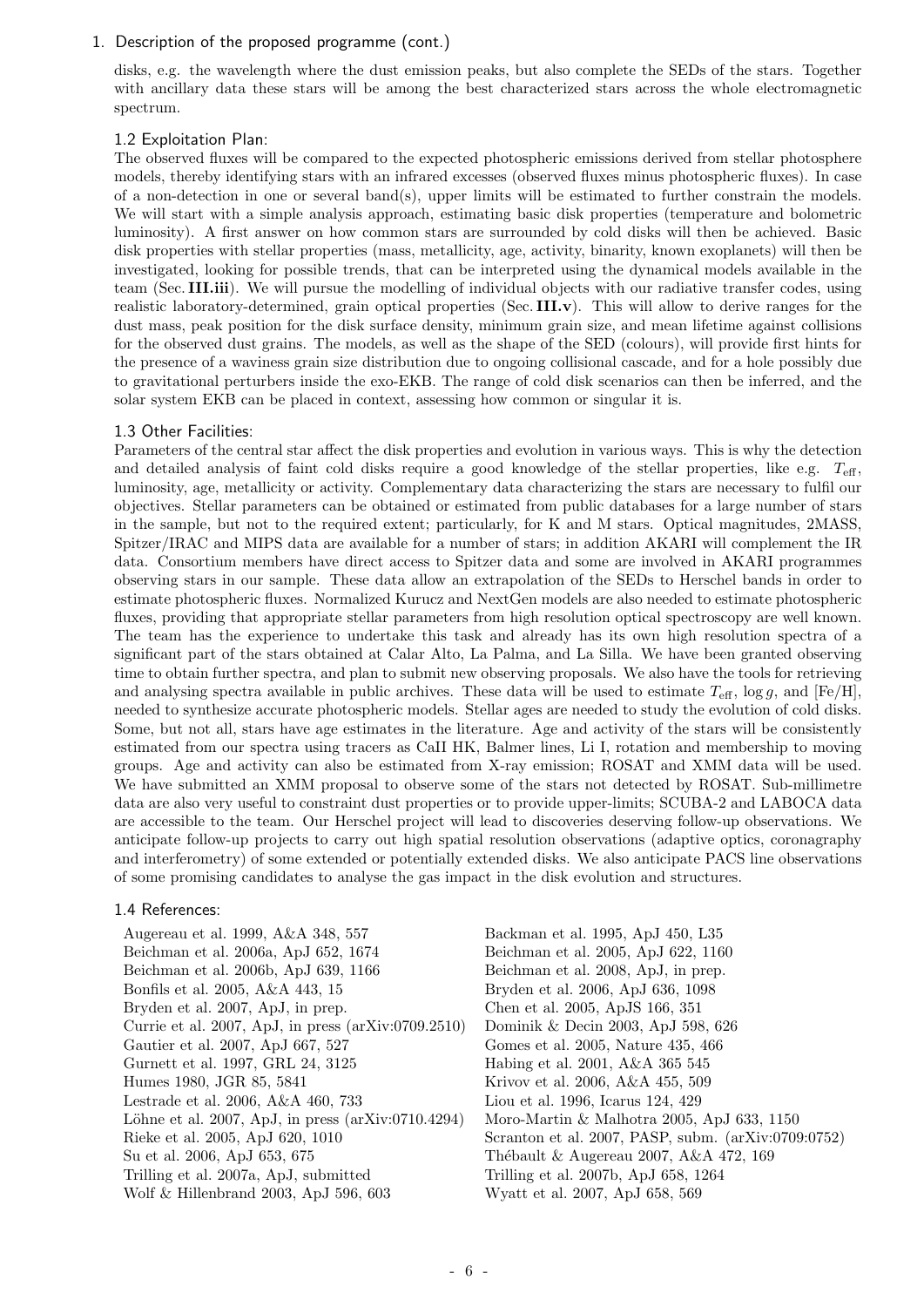## 1. Description of the proposed programme (cont.)

disks, e.g. the wavelength where the dust emission peaks, but also complete the SEDs of the stars. Together with ancillary data these stars will be among the best characterized stars across the whole electromagnetic spectrum.

### 1.2 Exploitation Plan:

The observed fluxes will be compared to the expected photospheric emissions derived from stellar photosphere models, thereby identifying stars with an infrared excesses (observed fluxes minus photospheric fluxes). In case of a non-detection in one or several band(s), upper limits will be estimated to further constrain the models. We will start with a simple analysis approach, estimating basic disk properties (temperature and bolometric luminosity). A first answer on how common stars are surrounded by cold disks will then be achieved. Basic disk properties with stellar properties (mass, metallicity, age, activity, binarity, known exoplanets) will then be investigated, looking for possible trends, that can be interpreted using the dynamical models available in the team (Sec. **III.iii**). We will pursue the modelling of individual objects with our radiative transfer codes, using realistic laboratory-determined, grain optical properties (Sec. **III.v**). This will allow to derive ranges for the dust mass, peak position for the disk surface density, minimum grain size, and mean lifetime against collisions for the observed dust grains. The models, as well as the shape of the SED (colours), will provide first hints for the presence of a waviness grain size distribution due to ongoing collisional cascade, and for a hole possibly due to gravitational perturbers inside the exo-EKB. The range of cold disk scenarios can then be inferred, and the solar system EKB can be placed in context, assessing how common or singular it is.

### 1.3 Other Facilities:

Parameters of the central star affect the disk properties and evolution in various ways. This is why the detection and detailed analysis of faint cold disks require a good knowledge of the stellar properties, like e.g. $T_{\rm eff}$, luminosity, age, metallicity or activity. Complementary data characterizing the stars are necessary to fulfil our objectives. Stellar parameters can be obtained or estimated from public databases for a large number of stars in the sample, but not to the required extent; particularly, for K and M stars. Optical magnitudes, 2MASS, Spitzer/IRAC and MIPS data are available for a number of stars; in addition AKARI will complement the IR data. Consortium members have direct access to Spitzer data and some are involved in AKARI programmes observing stars in our sample. These data allow an extrapolation of the SEDs to Herschel bands in order to estimate photospheric fluxes. Normalized Kurucz and NextGen models are also needed to estimate photospheric fluxes, providing that appropriate stellar parameters from high resolution optical spectroscopy are well known. The team has the experience to undertake this task and already has its own high resolution spectra of a significant part of the stars obtained at Calar Alto, La Palma, and La Silla. We have been granted observing time to obtain further spectra, and plan to submit new observing proposals. We also have the tools for retrieving and analysing spectra available in public archives. These data will be used to estimate $T_{\rm eff}$, $\log g$, and [Fe/H], needed to synthesize accurate photospheric models. Stellar ages are needed to study the evolution of cold disks. Some, but not all, stars have age estimates in the literature. Age and activity of the stars will be consistently estimated from our spectra using tracers as CaII HK, Balmer lines, Li I, rotation and membership to moving groups. Age and activity can also be estimated from X-ray emission; ROSAT and XMM data will be used. We have submitted an XMM proposal to observe some of the stars not detected by ROSAT. Sub-millimetre data are also very useful to constraint dust properties or to provide upper-limits; SCUBA-2 and LABOCA data are accessible to the team. Our Herschel project will lead to discoveries deserving follow-up observations. We anticipate follow-up projects to carry out high spatial resolution observations (adaptive optics, coronagraphy and interferometry) of some extended or potentially extended disks. We also anticipate PACS line observations of some promising candidates to analyse the gas impact in the disk evolution and structures.

### 1.4 References:

Augereau et al. 1999, A&A 348, 557
Beichman et al. 2006a, ApJ 652, 1674
Beichman et al. 2006b, ApJ 639, 1166
Bonfils et al. 2005, A&A 443, 15
Bryden et al. 2007, ApJ, in prep.
Currie et al. 2007, ApJ, in press (arXiv:0709.2510)
Gautier et al. 2007, ApJ 667, 527
Gurnett et al. 1997, GRL 24, 3125
Humes 1980, JGR 85, 5841
Lestrade et al. 2006, A&A 460, 733
Löhne et al. 2007, ApJ, in press (arXiv:0710.4294)
Rieke et al. 2005, ApJ 620, 1010
Su et al. 2006, ApJ 653, 675
Trilling et al. 2007a, ApJ, submitted
Wolf & Hillenbrand 2003, ApJ 596, 603
Backman et al. 1995, ApJ 450, L35
Beichman et al. 2005, ApJ 622, 1160
Beichman et al. 2008, ApJ, in prep.
Bryden et al. 2006, ApJ 636, 1098
Chen et al. 2005, ApJS 166, 351
Dominik & Decin 2003, ApJ 598, 626
Gomes et al. 2005, Nature 435, 466
Habing et al. 2001, A&A 365 545
Krivov et al. 2006, A&A 455, 509
Liou et al. 1996, Icarus 124, 429
Moro-Martin & Malhotra 2005, ApJ 633, 1150
Scranton et al. 2007, PASP, subm. (arXiv:0709:0752)
Thébault & Augereau 2007, A&A 472, 169
Trilling et al. 2007b, ApJ 658, 1264
Wyatt et al. 2007, ApJ 658, 569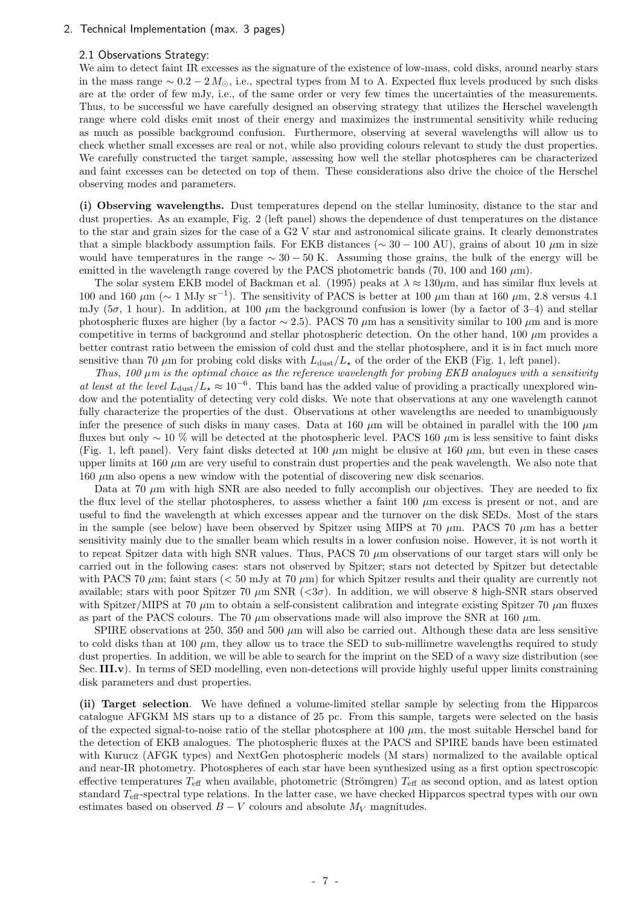## 2. Technical Implementation (max. 3 pages)

### 2.1 Observations Strategy:

We aim to detect faint IR excesses as the signature of the existence of low-mass, cold disks, around nearby stars in the mass range $\sim 0.2 - 2\,M_\odot$, i.e., spectral types from M to A. Expected flux levels produced by such disks are at the order of few mJy, i.e., of the same order or very few times the uncertainties of the measurements. Thus, to be successful we have carefully designed an observing strategy that utilizes the Herschel wavelength range where cold disks emit most of their energy and maximizes the instrumental sensitivity while reducing as much as possible background confusion. Furthermore, observing at several wavelengths will allow us to check whether small excesses are real or not, while also providing colours relevant to study the dust properties. We carefully constructed the target sample, assessing how well the stellar photospheres can be characterized and faint excesses can be detected on top of them. These considerations also drive the choice of the Herschel observing modes and parameters.

**(i) Observing wavelengths.** Dust temperatures depend on the stellar luminosity, distance to the star and dust properties. As an example, Fig. 2 (left panel) shows the dependence of dust temperatures on the distance to the star and grain sizes for the case of a G2 V star and astronomical silicate grains. It clearly demonstrates that a simple blackbody assumption fails. For EKB distances ($\sim 30-100$ AU), grains of about 10 $\mu$m in size would have temperatures in the range $\sim 30-50$ K. Assuming those grains, the bulk of the energy will be emitted in the wavelength range covered by the PACS photometric bands (70, 100 and 160 $\mu$m).

The solar system EKB model of Backman et al. (1995) peaks at $\lambda \approx 130\mu$m, and has similar flux levels at 100 and 160 $\mu$m ($\sim 1$ MJy sr$^{-1}$). The sensitivity of PACS is better at 100 $\mu$m than at 160 $\mu$m, 2.8 versus 4.1 mJy ($5\sigma$, 1 hour). In addition, at 100 $\mu$m the background confusion is lower (by a factor of 3–4) and stellar photospheric fluxes are higher (by a factor $\sim 2.5$). PACS 70 $\mu$m has a sensitivity similar to 100 $\mu$m and is more competitive in terms of background and stellar photospheric detection. On the other hand, 100 $\mu$m provides a better contrast ratio between the emission of cold dust and the stellar photosphere, and it is in fact much more sensitive than 70 $\mu$m for probing cold disks with $L_{\rm dust}/L_\star$ of the order of the EKB (Fig. 1, left panel).

*Thus, 100 $\mu$m is the optimal choice as the reference wavelength for probing EKB analogues with a sensitivity at least at the level $L_{\rm dust}/L_\star \approx 10^{-6}$.* This band has the added value of providing a practically unexplored window and the potentiality of detecting very cold disks. We note that observations at any one wavelength cannot fully characterize the properties of the dust. Observations at other wavelengths are needed to unambiguously infer the presence of such disks in many cases. Data at 160 $\mu$m will be obtained in parallel with the 100 $\mu$m fluxes but only $\sim 10$ % will be detected at the photospheric level. PACS 160 $\mu$m is less sensitive to faint disks (Fig. 1, left panel). Very faint disks detected at 100 $\mu$m might be elusive at 160 $\mu$m, but even in these cases upper limits at 160 $\mu$m are very useful to constrain dust properties and the peak wavelength. We also note that 160 $\mu$m also opens a new window with the potential of discovering new disk scenarios.

Data at 70 $\mu$m with high SNR are also needed to fully accomplish our objectives. They are needed to fix the flux level of the stellar photospheres, to assess whether a faint 100 $\mu$m excess is present or not, and are useful to find the wavelength at which excesses appear and the turnover on the disk SEDs. Most of the stars in the sample (see below) have been observed by Spitzer using MIPS at 70 $\mu$m. PACS 70 $\mu$m has a better sensitivity mainly due to the smaller beam which results in a lower confusion noise. However, it is not worth it to repeat Spitzer data with high SNR values. Thus, PACS 70 $\mu$m observations of our target stars will only be carried out in the following cases: stars not observed by Spitzer; stars not detected by Spitzer but detectable with PACS 70 $\mu$m; faint stars ($< 50$ mJy at 70 $\mu$m) for which Spitzer results and their quality are currently not available; stars with poor Spitzer 70 $\mu$m SNR ($<3\sigma$). In addition, we will observe 8 high-SNR stars observed with Spitzer/MIPS at 70 $\mu$m to obtain a self-consistent calibration and integrate existing Spitzer 70 $\mu$m fluxes as part of the PACS colours. The 70 $\mu$m observations made will also improve the SNR at 160 $\mu$m.

SPIRE observations at 250, 350 and 500 $\mu$m will also be carried out. Although these data are less sensitive to cold disks than at 100 $\mu$m, they allow us to trace the SED to sub-millimetre wavelengths required to study dust properties. In addition, we will be able to search for the imprint on the SED of a wavy size distribution (see Sec. **III.v**). In terms of SED modelling, even non-detections will provide highly useful upper limits constraining disk parameters and dust properties.

**(ii) Target selection**. We have defined a volume-limited stellar sample by selecting from the Hipparcos catalogue AFGKM MS stars up to a distance of 25 pc. From this sample, targets were selected on the basis of the expected signal-to-noise ratio of the stellar photosphere at 100 $\mu$m, the most suitable Herschel band for the detection of EKB analogues. The photospheric fluxes at the PACS and SPIRE bands have been estimated with Kurucz (AFGK types) and NextGen photospheric models (M stars) normalized to the available optical and near-IR photometry. Photospheres of each star have been synthesized using as a first option spectroscopic effective temperatures $T_{\rm eff}$ when available, photometric (Strömgren) $T_{\rm eff}$ as second option, and as latest option standard $T_{\rm eff}$-spectral type relations. In the latter case, we have checked Hipparcos spectral types with our own estimates based on observed $B-V$ colours and absolute $M_V$ magnitudes.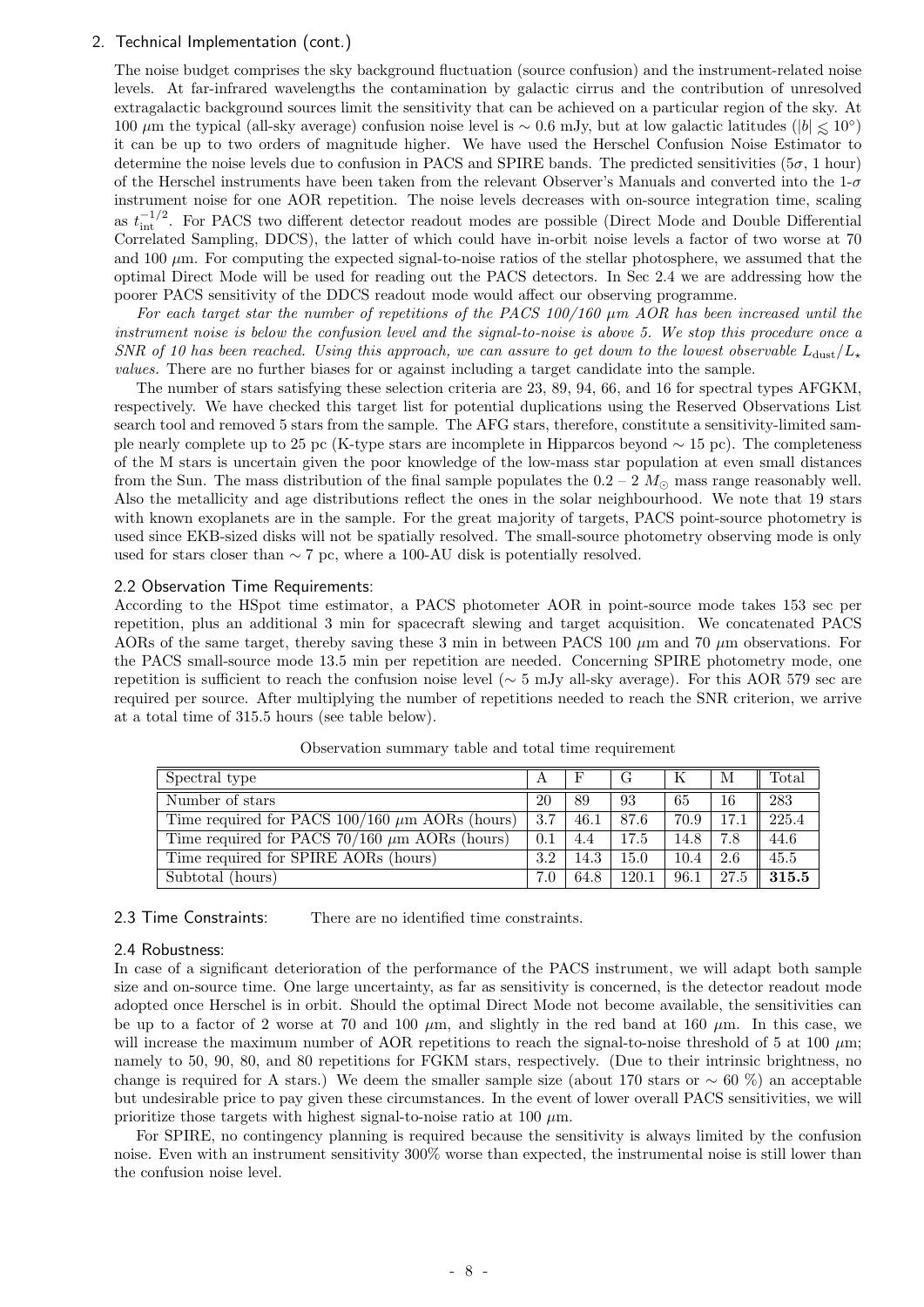## 2. Technical Implementation (cont.)

The noise budget comprises the sky background fluctuation (source confusion) and the instrument-related noise levels. At far-infrared wavelengths the contamination by galactic cirrus and the contribution of unresolved extragalactic background sources limit the sensitivity that can be achieved on a particular region of the sky. At 100 $\mu$m the typical (all-sky average) confusion noise level is $\sim 0.6$ mJy, but at low galactic latitudes ($|b| \lesssim 10^{\circ}$) it can be up to two orders of magnitude higher. We have used the Herschel Confusion Noise Estimator to determine the noise levels due to confusion in PACS and SPIRE bands. The predicted sensitivities ($5\sigma$, 1 hour) of the Herschel instruments have been taken from the relevant Observer's Manuals and converted into the 1-$\sigma$ instrument noise for one AOR repetition. The noise levels decreases with on-source integration time, scaling as $t_{\rm int}^{-1/2}$. For PACS two different detector readout modes are possible (Direct Mode and Double Differential Correlated Sampling, DDCS), the latter of which could have in-orbit noise levels a factor of two worse at 70 and 100 $\mu$m. For computing the expected signal-to-noise ratios of the stellar photosphere, we assumed that the optimal Direct Mode will be used for reading out the PACS detectors. In Sec 2.4 we are addressing how the poorer PACS sensitivity of the DDCS readout mode would affect our observing programme.

*For each target star the number of repetitions of the PACS 100/160 $\mu$m AOR has been increased until the instrument noise is below the confusion level and the signal-to-noise is above 5. We stop this procedure once a SNR of 10 has been reached. Using this approach, we can assure to get down to the lowest observable $L_{\rm dust}/L_{\star}$ values.* There are no further biases for or against including a target candidate into the sample.

The number of stars satisfying these selection criteria are 23, 89, 94, 66, and 16 for spectral types AFGKM, respectively. We have checked this target list for potential duplications using the Reserved Observations List search tool and removed 5 stars from the sample. The AFG stars, therefore, constitute a sensitivity-limited sample nearly complete up to 25 pc (K-type stars are incomplete in Hipparcos beyond $\sim 15$ pc). The completeness of the M stars is uncertain given the poor knowledge of the low-mass star population at even small distances from the Sun. The mass distribution of the final sample populates the $0.2 - 2\ M_{\odot}$ mass range reasonably well. Also the metallicity and age distributions reflect the ones in the solar neighbourhood. We note that 19 stars with known exoplanets are in the sample. For the great majority of targets, PACS point-source photometry is used since EKB-sized disks will not be spatially resolved. The small-source photometry observing mode is only used for stars closer than $\sim 7$ pc, where a 100-AU disk is potentially resolved.

### 2.2 Observation Time Requirements:

According to the HSpot time estimator, a PACS photometer AOR in point-source mode takes 153 sec per repetition, plus an additional 3 min for spacecraft slewing and target acquisition. We concatenated PACS AORs of the same target, thereby saving these 3 min in between PACS 100 $\mu$m and 70 $\mu$m observations. For the PACS small-source mode 13.5 min per repetition are needed. Concerning SPIRE photometry mode, one repetition is sufficient to reach the confusion noise level ($\sim 5$ mJy all-sky average). For this AOR 579 sec are required per source. After multiplying the number of repetitions needed to reach the SNR criterion, we arrive at a total time of 315.5 hours (see table below).

Observation summary table and total time requirement

| Spectral type | A | F | G | K | M | Total |
|---|---|---|---|---|---|---|
| Number of stars | 20 | 89 | 93 | 65 | 16 | 283 |
| Time required for PACS 100/160 $\mu$m AORs (hours) | 3.7 | 46.1 | 87.6 | 70.9 | 17.1 | 225.4 |
| Time required for PACS 70/160 $\mu$m AORs (hours) | 0.1 | 4.4 | 17.5 | 14.8 | 7.8 | 44.6 |
| Time required for SPIRE AORs (hours) | 3.2 | 14.3 | 15.0 | 10.4 | 2.6 | 45.5 |
| Subtotal (hours) | 7.0 | 64.8 | 120.1 | 96.1 | 27.5 | **315.5** |

### 2.3 Time Constraints:

There are no identified time constraints.

### 2.4 Robustness:

In case of a significant deterioration of the performance of the PACS instrument, we will adapt both sample size and on-source time. One large uncertainty, as far as sensitivity is concerned, is the detector readout mode adopted once Herschel is in orbit. Should the optimal Direct Mode not become available, the sensitivities can be up to a factor of 2 worse at 70 and 100 $\mu$m, and slightly in the red band at 160 $\mu$m. In this case, we will increase the maximum number of AOR repetitions to reach the signal-to-noise threshold of 5 at 100 $\mu$m; namely to 50, 90, 80, and 80 repetitions for FGKM stars, respectively. (Due to their intrinsic brightness, no change is required for A stars.) We deem the smaller sample size (about 170 stars or $\sim 60$ %) an acceptable but undesirable price to pay given these circumstances. In the event of lower overall PACS sensitivities, we will prioritize those targets with highest signal-to-noise ratio at 100 $\mu$m.

For SPIRE, no contingency planning is required because the sensitivity is always limited by the confusion noise. Even with an instrument sensitivity 300% worse than expected, the instrumental noise is still lower than the confusion noise level.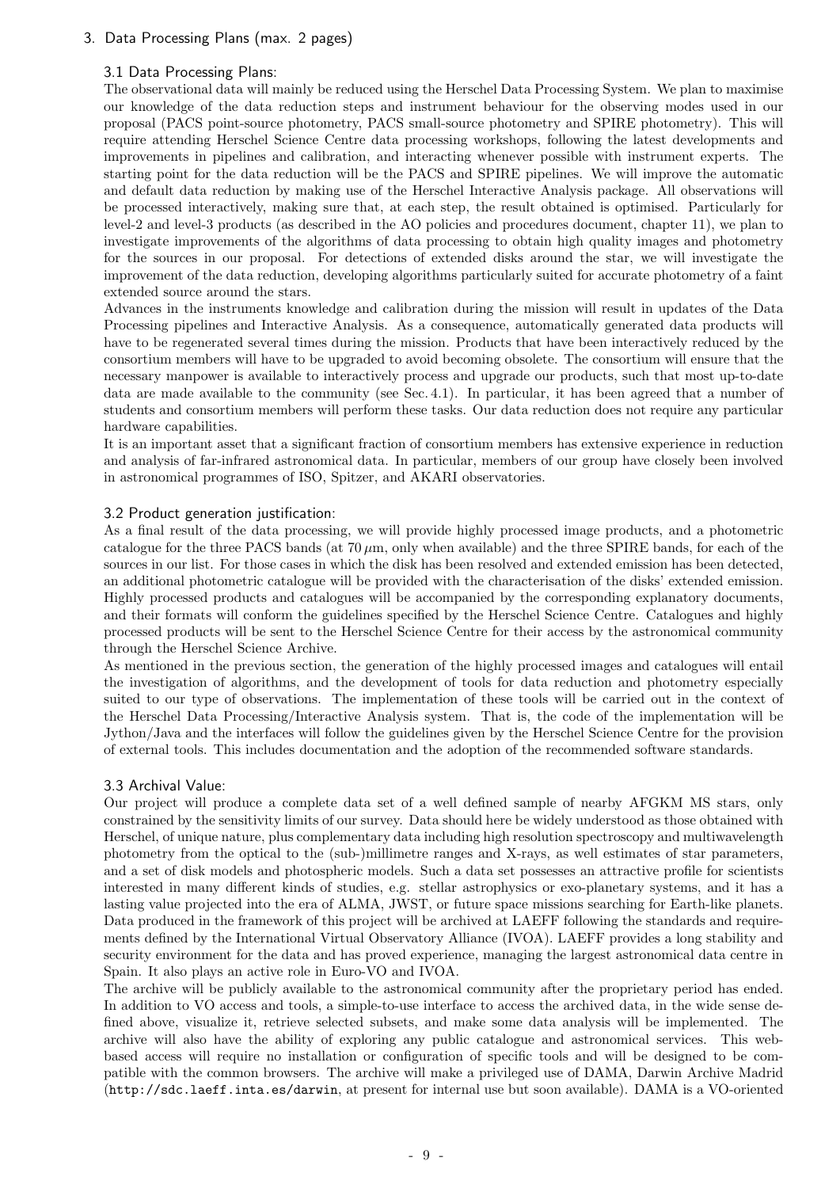## 3. Data Processing Plans (max. 2 pages)

### 3.1 Data Processing Plans:

The observational data will mainly be reduced using the Herschel Data Processing System. We plan to maximise our knowledge of the data reduction steps and instrument behaviour for the observing modes used in our proposal (PACS point-source photometry, PACS small-source photometry and SPIRE photometry). This will require attending Herschel Science Centre data processing workshops, following the latest developments and improvements in pipelines and calibration, and interacting whenever possible with instrument experts. The starting point for the data reduction will be the PACS and SPIRE pipelines. We will improve the automatic and default data reduction by making use of the Herschel Interactive Analysis package. All observations will be processed interactively, making sure that, at each step, the result obtained is optimised. Particularly for level-2 and level-3 products (as described in the AO policies and procedures document, chapter 11), we plan to investigate improvements of the algorithms of data processing to obtain high quality images and photometry for the sources in our proposal. For detections of extended disks around the star, we will investigate the improvement of the data reduction, developing algorithms particularly suited for accurate photometry of a faint extended source around the stars.

Advances in the instruments knowledge and calibration during the mission will result in updates of the Data Processing pipelines and Interactive Analysis. As a consequence, automatically generated data products will have to be regenerated several times during the mission. Products that have been interactively reduced by the consortium members will have to be upgraded to avoid becoming obsolete. The consortium will ensure that the necessary manpower is available to interactively process and upgrade our products, such that most up-to-date data are made available to the community (see Sec. 4.1). In particular, it has been agreed that a number of students and consortium members will perform these tasks. Our data reduction does not require any particular hardware capabilities.

It is an important asset that a significant fraction of consortium members has extensive experience in reduction and analysis of far-infrared astronomical data. In particular, members of our group have closely been involved in astronomical programmes of ISO, Spitzer, and AKARI observatories.

### 3.2 Product generation justification:

As a final result of the data processing, we will provide highly processed image products, and a photometric catalogue for the three PACS bands (at $70\,\mu$m, only when available) and the three SPIRE bands, for each of the sources in our list. For those cases in which the disk has been resolved and extended emission has been detected, an additional photometric catalogue will be provided with the characterisation of the disks' extended emission. Highly processed products and catalogues will be accompanied by the corresponding explanatory documents, and their formats will conform the guidelines specified by the Herschel Science Centre. Catalogues and highly processed products will be sent to the Herschel Science Centre for their access by the astronomical community through the Herschel Science Archive.

As mentioned in the previous section, the generation of the highly processed images and catalogues will entail the investigation of algorithms, and the development of tools for data reduction and photometry especially suited to our type of observations. The implementation of these tools will be carried out in the context of the Herschel Data Processing/Interactive Analysis system. That is, the code of the implementation will be Jython/Java and the interfaces will follow the guidelines given by the Herschel Science Centre for the provision of external tools. This includes documentation and the adoption of the recommended software standards.

### 3.3 Archival Value:

Our project will produce a complete data set of a well defined sample of nearby AFGKM MS stars, only constrained by the sensitivity limits of our survey. Data should here be widely understood as those obtained with Herschel, of unique nature, plus complementary data including high resolution spectroscopy and multiwavelength photometry from the optical to the (sub-)millimetre ranges and X-rays, as well estimates of star parameters, and a set of disk models and photospheric models. Such a data set possesses an attractive profile for scientists interested in many different kinds of studies, e.g. stellar astrophysics or exo-planetary systems, and it has a lasting value projected into the era of ALMA, JWST, or future space missions searching for Earth-like planets. Data produced in the framework of this project will be archived at LAEFF following the standards and requirements defined by the International Virtual Observatory Alliance (IVOA). LAEFF provides a long stability and security environment for the data and has proved experience, managing the largest astronomical data centre in Spain. It also plays an active role in Euro-VO and IVOA.

The archive will be publicly available to the astronomical community after the proprietary period has ended. In addition to VO access and tools, a simple-to-use interface to access the archived data, in the wide sense defined above, visualize it, retrieve selected subsets, and make some data analysis will be implemented. The archive will also have the ability of exploring any public catalogue and astronomical services. This web-based access will require no installation or configuration of specific tools and will be designed to be compatible with the common browsers. The archive will make a privileged use of DAMA, Darwin Archive Madrid (`http://sdc.laeff.inta.es/darwin`, at present for internal use but soon available). DAMA is a VO-oriented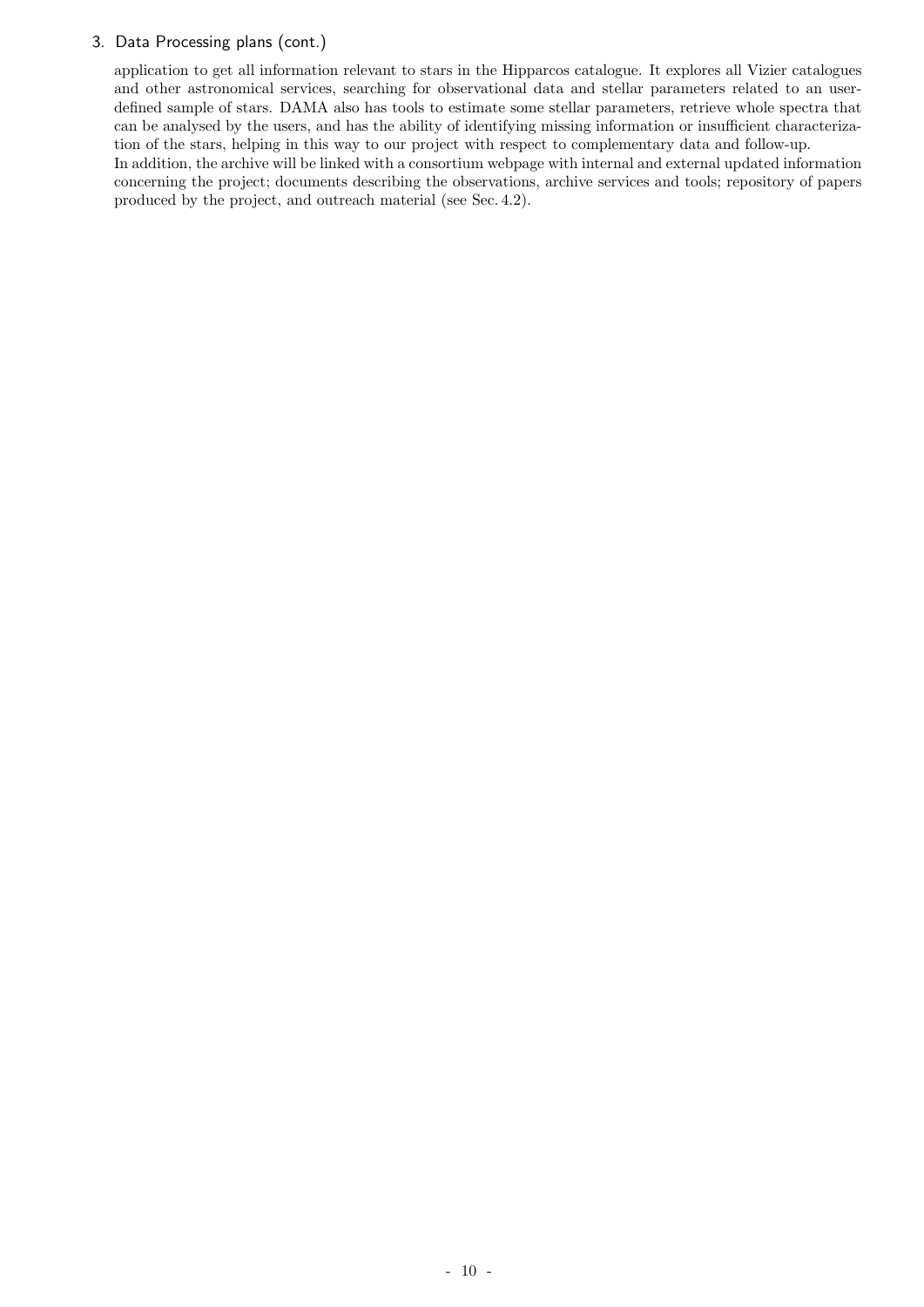## 3. Data Processing plans (cont.)

application to get all information relevant to stars in the Hipparcos catalogue. It explores all Vizier catalogues and other astronomical services, searching for observational data and stellar parameters related to an user-defined sample of stars. DAMA also has tools to estimate some stellar parameters, retrieve whole spectra that can be analysed by the users, and has the ability of identifying missing information or insufficient characterization of the stars, helping in this way to our project with respect to complementary data and follow-up.

In addition, the archive will be linked with a consortium webpage with internal and external updated information concerning the project; documents describing the observations, archive services and tools; repository of papers produced by the project, and outreach material (see Sec. 4.2).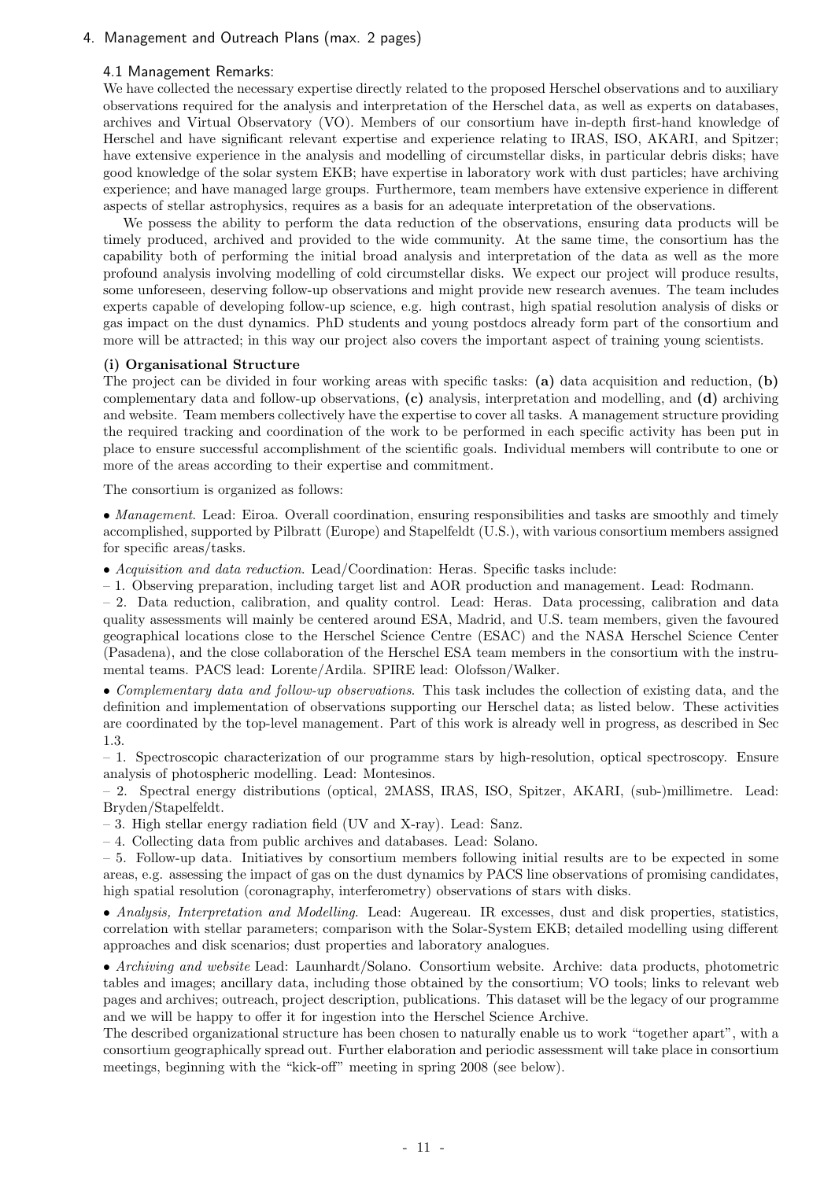## 4. Management and Outreach Plans (max. 2 pages)

### 4.1 Management Remarks:

We have collected the necessary expertise directly related to the proposed Herschel observations and to auxiliary observations required for the analysis and interpretation of the Herschel data, as well as experts on databases, archives and Virtual Observatory (VO). Members of our consortium have in-depth first-hand knowledge of Herschel and have significant relevant expertise and experience relating to IRAS, ISO, AKARI, and Spitzer; have extensive experience in the analysis and modelling of circumstellar disks, in particular debris disks; have good knowledge of the solar system EKB; have expertise in laboratory work with dust particles; have archiving experience; and have managed large groups. Furthermore, team members have extensive experience in different aspects of stellar astrophysics, requires as a basis for an adequate interpretation of the observations.

We possess the ability to perform the data reduction of the observations, ensuring data products will be timely produced, archived and provided to the wide community. At the same time, the consortium has the capability both of performing the initial broad analysis and interpretation of the data as well as the more profound analysis involving modelling of cold circumstellar disks. We expect our project will produce results, some unforeseen, deserving follow-up observations and might provide new research avenues. The team includes experts capable of developing follow-up science, e.g. high contrast, high spatial resolution analysis of disks or gas impact on the dust dynamics. PhD students and young postdocs already form part of the consortium and more will be attracted; in this way our project also covers the important aspect of training young scientists.

**(i) Organisational Structure**

The project can be divided in four working areas with specific tasks: **(a)** data acquisition and reduction, **(b)** complementary data and follow-up observations, **(c)** analysis, interpretation and modelling, and **(d)** archiving and website. Team members collectively have the expertise to cover all tasks. A management structure providing the required tracking and coordination of the work to be performed in each specific activity has been put in place to ensure successful accomplishment of the scientific goals. Individual members will contribute to one or more of the areas according to their expertise and commitment.

The consortium is organized as follows:

• *Management*. Lead: Eiroa. Overall coordination, ensuring responsibilities and tasks are smoothly and timely accomplished, supported by Pilbratt (Europe) and Stapelfeldt (U.S.), with various consortium members assigned for specific areas/tasks.

• *Acquisition and data reduction*. Lead/Coordination: Heras. Specific tasks include:

– 1. Observing preparation, including target list and AOR production and management. Lead: Rodmann.

– 2. Data reduction, calibration, and quality control. Lead: Heras. Data processing, calibration and data quality assessments will mainly be centered around ESA, Madrid, and U.S. team members, given the favoured geographical locations close to the Herschel Science Centre (ESAC) and the NASA Herschel Science Center (Pasadena), and the close collaboration of the Herschel ESA team members in the consortium with the instrumental teams. PACS lead: Lorente/Ardila. SPIRE lead: Olofsson/Walker.

• *Complementary data and follow-up observations*. This task includes the collection of existing data, and the definition and implementation of observations supporting our Herschel data; as listed below. These activities are coordinated by the top-level management. Part of this work is already well in progress, as described in Sec 1.3.

– 1. Spectroscopic characterization of our programme stars by high-resolution, optical spectroscopy. Ensure analysis of photospheric modelling. Lead: Montesinos.

– 2. Spectral energy distributions (optical, 2MASS, IRAS, ISO, Spitzer, AKARI, (sub-)millimetre. Lead: Bryden/Stapelfeldt.

– 3. High stellar energy radiation field (UV and X-ray). Lead: Sanz.

– 4. Collecting data from public archives and databases. Lead: Solano.

– 5. Follow-up data. Initiatives by consortium members following initial results are to be expected in some areas, e.g. assessing the impact of gas on the dust dynamics by PACS line observations of promising candidates, high spatial resolution (coronagraphy, interferometry) observations of stars with disks.

• *Analysis, Interpretation and Modelling*. Lead: Augereau. IR excesses, dust and disk properties, statistics, correlation with stellar parameters; comparison with the Solar-System EKB; detailed modelling using different approaches and disk scenarios; dust properties and laboratory analogues.

• *Archiving and website* Lead: Launhardt/Solano. Consortium website. Archive: data products, photometric tables and images; ancillary data, including those obtained by the consortium; VO tools; links to relevant web pages and archives; outreach, project description, publications. This dataset will be the legacy of our programme and we will be happy to offer it for ingestion into the Herschel Science Archive.

The described organizational structure has been chosen to naturally enable us to work "together apart", with a consortium geographically spread out. Further elaboration and periodic assessment will take place in consortium meetings, beginning with the "kick-off" meeting in spring 2008 (see below).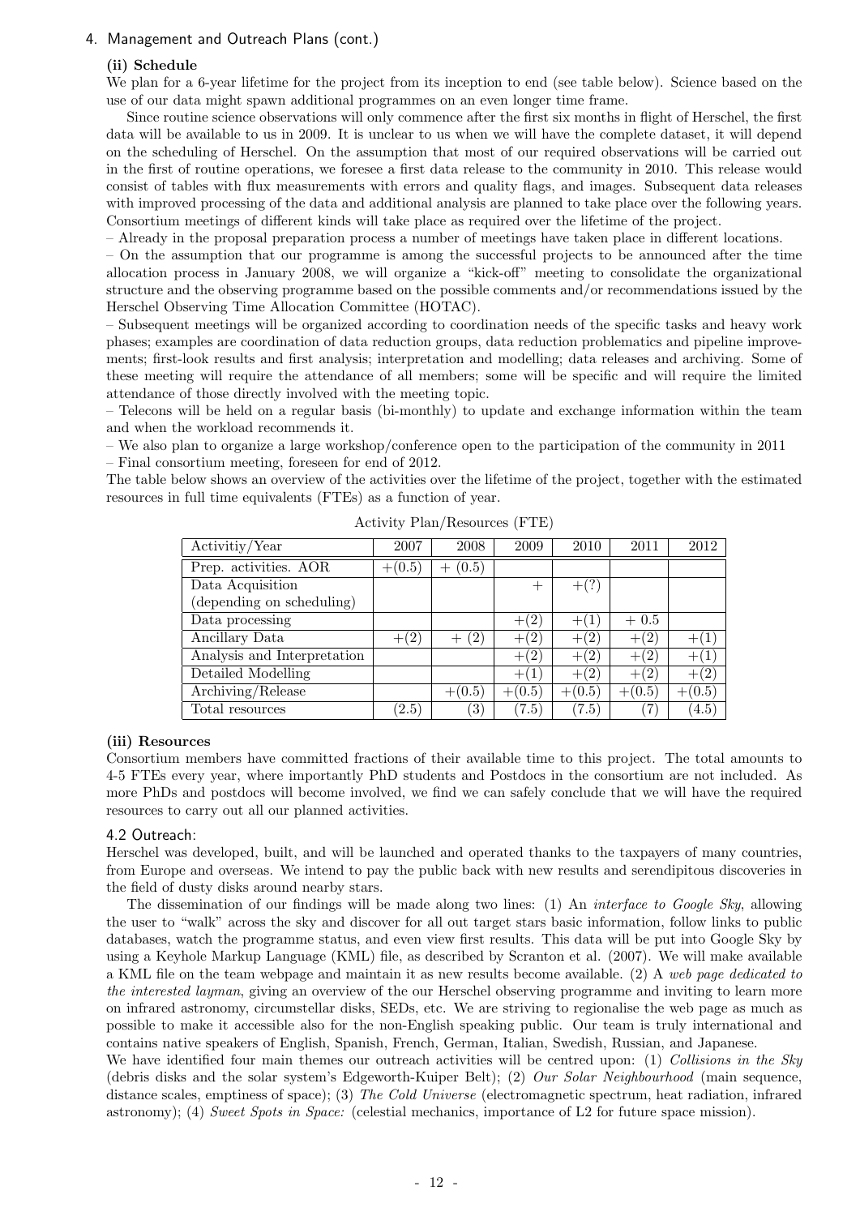4. Management and Outreach Plans (cont.)

**(ii) Schedule**

We plan for a 6-year lifetime for the project from its inception to end (see table below). Science based on the use of our data might spawn additional programmes on an even longer time frame.

Since routine science observations will only commence after the first six months in flight of Herschel, the first data will be available to us in 2009. It is unclear to us when we will have the complete dataset, it will depend on the scheduling of Herschel. On the assumption that most of our required observations will be carried out in the first of routine operations, we foresee a first data release to the community in 2010. This release would consist of tables with flux measurements with errors and quality flags, and images. Subsequent data releases with improved processing of the data and additional analysis are planned to take place over the following years. Consortium meetings of different kinds will take place as required over the lifetime of the project.

– Already in the proposal preparation process a number of meetings have taken place in different locations.

– On the assumption that our programme is among the successful projects to be announced after the time allocation process in January 2008, we will organize a "kick-off" meeting to consolidate the organizational structure and the observing programme based on the possible comments and/or recommendations issued by the Herschel Observing Time Allocation Committee (HOTAC).

– Subsequent meetings will be organized according to coordination needs of the specific tasks and heavy work phases; examples are coordination of data reduction groups, data reduction problematics and pipeline improvements; first-look results and first analysis; interpretation and modelling; data releases and archiving. Some of these meeting will require the attendance of all members; some will be specific and will require the limited attendance of those directly involved with the meeting topic.

– Telecons will be held on a regular basis (bi-monthly) to update and exchange information within the team and when the workload recommends it.

– We also plan to organize a large workshop/conference open to the participation of the community in 2011

– Final consortium meeting, foreseen for end of 2012.

The table below shows an overview of the activities over the lifetime of the project, together with the estimated resources in full time equivalents (FTEs) as a function of year.

Activity Plan/Resources (FTE)

| Activitiy/Year | 2007 | 2008 | 2009 | 2010 | 2011 | 2012 |
|---|---|---|---|---|---|---|
| Prep. activities. AOR | +(0.5) | + (0.5) | | | | |
| Data Acquisition (depending on scheduling) | | | + | +(?) | | |
| Data processing | | | +(2) | +(1) | + 0.5 | |
| Ancillary Data | +(2) | + (2) | +(2) | +(2) | +(2) | +(1) |
| Analysis and Interpretation | | | +(2) | +(2) | +(2) | +(1) |
| Detailed Modelling | | | +(1) | +(2) | +(2) | +(2) |
| Archiving/Release | | +(0.5) | +(0.5) | +(0.5) | +(0.5) | +(0.5) |
| Total resources | (2.5) | (3) | (7.5) | (7.5) | (7) | (4.5) |

**(iii) Resources**

Consortium members have committed fractions of their available time to this project. The total amounts to 4-5 FTEs every year, where importantly PhD students and Postdocs in the consortium are not included. As more PhDs and postdocs will become involved, we find we can safely conclude that we will have the required resources to carry out all our planned activities.

## 4.2 Outreach:

Herschel was developed, built, and will be launched and operated thanks to the taxpayers of many countries, from Europe and overseas. We intend to pay the public back with new results and serendipitous discoveries in the field of dusty disks around nearby stars.

The dissemination of our findings will be made along two lines: (1) An *interface to Google Sky*, allowing the user to "walk" across the sky and discover for all out target stars basic information, follow links to public databases, watch the programme status, and even view first results. This data will be put into Google Sky by using a Keyhole Markup Language (KML) file, as described by Scranton et al. (2007). We will make available a KML file on the team webpage and maintain it as new results become available. (2) A *web page dedicated to the interested layman*, giving an overview of the our Herschel observing programme and inviting to learn more on infrared astronomy, circumstellar disks, SEDs, etc. We are striving to regionalise the web page as much as possible to make it accessible also for the non-English speaking public. Our team is truly international and contains native speakers of English, Spanish, French, German, Italian, Swedish, Russian, and Japanese.

We have identified four main themes our outreach activities will be centred upon: (1) *Collisions in the Sky* (debris disks and the solar system's Edgeworth-Kuiper Belt); (2) *Our Solar Neighbourhood* (main sequence, distance scales, emptiness of space); (3) *The Cold Universe* (electromagnetic spectrum, heat radiation, infrared astronomy); (4) *Sweet Spots in Space:* (celestial mechanics, importance of L2 for future space mission).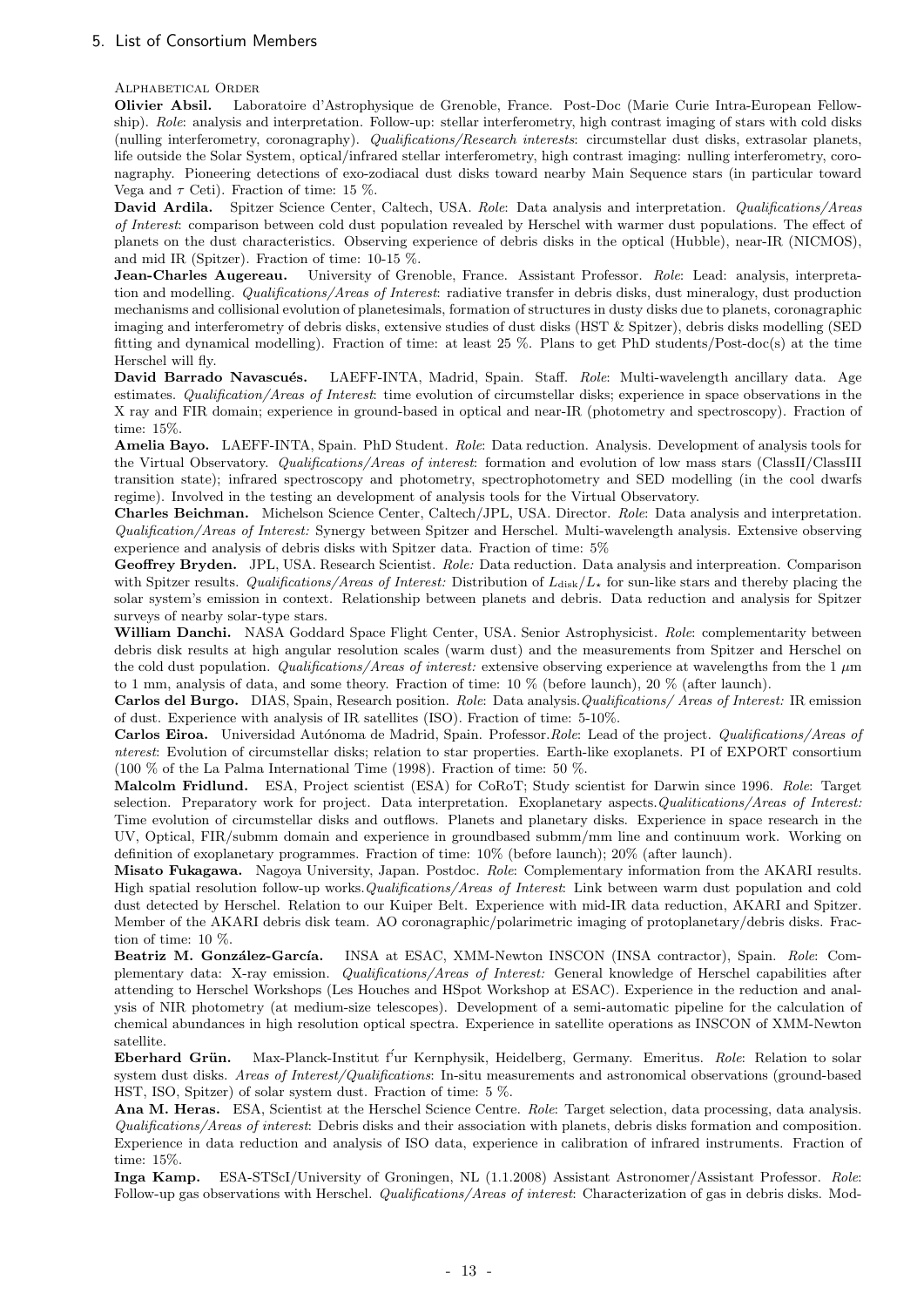## 5. List of Consortium Members

Alphabetical Order

**Olivier Absil.** Laboratoire d'Astrophysique de Grenoble, France. Post-Doc (Marie Curie Intra-European Fellowship). *Role*: analysis and interpretation. Follow-up: stellar interferometry, high contrast imaging of stars with cold disks (nulling interferometry, coronagraphy). *Qualifications/Research interests*: circumstellar dust disks, extrasolar planets, life outside the Solar System, optical/infrared stellar interferometry, high contrast imaging: nulling interferometry, coronagraphy. Pioneering detections of exo-zodiacal dust disks toward nearby Main Sequence stars (in particular toward Vega and $\tau$ Ceti). Fraction of time: 15 %.

**David Ardila.** Spitzer Science Center, Caltech, USA. *Role*: Data analysis and interpretation. *Qualifications/Areas of Interest*: comparison between cold dust population revealed by Herschel with warmer dust populations. The effect of planets on the dust characteristics. Observing experience of debris disks in the optical (Hubble), near-IR (NICMOS), and mid IR (Spitzer). Fraction of time: 10-15 %.

**Jean-Charles Augereau.** University of Grenoble, France. Assistant Professor. *Role*: Lead: analysis, interpretation and modelling. *Qualifications/Areas of Interest*: radiative transfer in debris disks, dust mineralogy, dust production mechanisms and collisional evolution of planetesimals, formation of structures in dusty disks due to planets, coronagraphic imaging and interferometry of debris disks, extensive studies of dust disks (HST & Spitzer), debris disks modelling (SED fitting and dynamical modelling). Fraction of time: at least 25 %. Plans to get PhD students/Post-doc(s) at the time Herschel will fly.

**David Barrado Navascués.** LAEFF-INTA, Madrid, Spain. Staff. *Role*: Multi-wavelength ancillary data. Age estimates. *Qualification/Areas of Interest*: time evolution of circumstellar disks; experience in space observations in the X ray and FIR domain; experience in ground-based in optical and near-IR (photometry and spectroscopy). Fraction of time: 15%.

**Amelia Bayo.** LAEFF-INTA, Spain. PhD Student. *Role*: Data reduction. Analysis. Development of analysis tools for the Virtual Observatory. *Qualifications/Areas of interest*: formation and evolution of low mass stars (ClassII/ClassIII transition state); infrared spectroscopy and photometry, spectrophotometry and SED modelling (in the cool dwarfs regime). Involved in the testing an development of analysis tools for the Virtual Observatory.

**Charles Beichman.** Michelson Science Center, Caltech/JPL, USA. Director. *Role*: Data analysis and interpretation. *Qualification/Areas of Interest:* Synergy between Spitzer and Herschel. Multi-wavelength analysis. Extensive observing experience and analysis of debris disks with Spitzer data. Fraction of time: 5%

**Geoffrey Bryden.** JPL, USA. Research Scientist. *Role:* Data reduction. Data analysis and interpreation. Comparison with Spitzer results. *Qualifications/Areas of Interest:* Distribution of $L_{\rm disk}/L_\star$ for sun-like stars and thereby placing the solar system's emission in context. Relationship between planets and debris. Data reduction and analysis for Spitzer surveys of nearby solar-type stars.

**William Danchi.** NASA Goddard Space Flight Center, USA. Senior Astrophysicist. *Role*: complementarity between debris disk results at high angular resolution scales (warm dust) and the measurements from Spitzer and Herschel on the cold dust population. *Qualifications/Areas of interest:* extensive observing experience at wavelengths from the 1 $\mu$m to 1 mm, analysis of data, and some theory. Fraction of time: 10 % (before launch), 20 % (after launch).

**Carlos del Burgo.** DIAS, Spain, Research position. *Role*: Data analysis.*Qualifications/ Areas of Interest:* IR emission of dust. Experience with analysis of IR satellites (ISO). Fraction of time: 5-10%.

**Carlos Eiroa.** Universidad Autónoma de Madrid, Spain. Professor.*Role*: Lead of the project. *Qualifications/Areas of nterest*: Evolution of circumstellar disks; relation to star properties. Earth-like exoplanets. PI of EXPORT consortium (100 % of the La Palma International Time (1998). Fraction of time: 50 %.

**Malcolm Fridlund.** ESA, Project scientist (ESA) for CoRoT; Study scientist for Darwin since 1996. *Role*: Target selection. Preparatory work for project. Data interpretation. Exoplanetary aspects.*Qualitications/Areas of Interest:* Time evolution of circumstellar disks and outflows. Planets and planetary disks. Experience in space research in the UV, Optical, FIR/submm domain and experience in groundbased submm/mm line and continuum work. Working on definition of exoplanetary programmes. Fraction of time: 10% (before launch); 20% (after launch).

**Misato Fukagawa.** Nagoya University, Japan. Postdoc. *Role*: Complementary information from the AKARI results. High spatial resolution follow-up works.*Qualifications/Areas of Interest*: Link between warm dust population and cold dust detected by Herschel. Relation to our Kuiper Belt. Experience with mid-IR data reduction, AKARI and Spitzer. Member of the AKARI debris disk team. AO coronagraphic/polarimetric imaging of protoplanetary/debris disks. Fraction of time: 10 %.

**Beatriz M. González-García.** INSA at ESAC, XMM-Newton INSCON (INSA contractor), Spain. *Role*: Complementary data: X-ray emission. *Qualifications/Areas of Interest:* General knowledge of Herschel capabilities after attending to Herschel Workshops (Les Houches and HSpot Workshop at ESAC). Experience in the reduction and analysis of NIR photometry (at medium-size telescopes). Development of a semi-automatic pipeline for the calculation of chemical abundances in high resolution optical spectra. Experience in satellite operations as INSCON of XMM-Newton satellite.

**Eberhard Grün.** Max-Planck-Institut f́ur Kernphysik, Heidelberg, Germany. Emeritus. *Role*: Relation to solar system dust disks. *Areas of Interest/Qualifications*: In-situ measurements and astronomical observations (ground-based HST, ISO, Spitzer) of solar system dust. Fraction of time: 5 %.

**Ana M. Heras.** ESA, Scientist at the Herschel Science Centre. *Role*: Target selection, data processing, data analysis. *Qualifications/Areas of interest*: Debris disks and their association with planets, debris disks formation and composition. Experience in data reduction and analysis of ISO data, experience in calibration of infrared instruments. Fraction of time: 15%.

**Inga Kamp.** ESA-STScI/University of Groningen, NL (1.1.2008) Assistant Astronomer/Assistant Professor. *Role*: Follow-up gas observations with Herschel. *Qualifications/Areas of interest*: Characterization of gas in debris disks. Mod-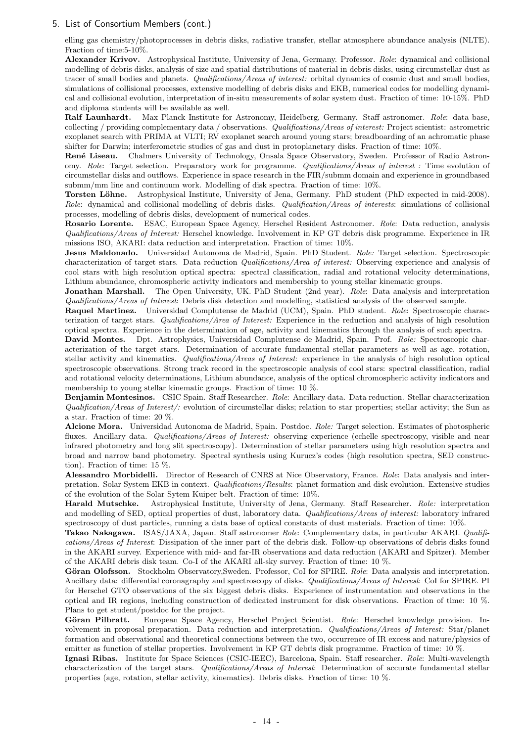## 5. List of Consortium Members (cont.)

elling gas chemistry/photoprocesses in debris disks, radiative transfer, stellar atmosphere abundance analysis (NLTE). Fraction of time:5-10%.

**Alexander Krivov.** Astrophysical Institute, University of Jena, Germany. Professor. *Role*: dynamical and collisional modelling of debris disks, analysis of size and spatial distributions of material in debris disks, using circumstellar dust as tracer of small bodies and planets. *Qualifications/Areas of interest:* orbital dynamics of cosmic dust and small bodies, simulations of collisional processes, extensive modelling of debris disks and EKB, numerical codes for modelling dynamical and collisional evolution, interpretation of in-situ measurements of solar system dust. Fraction of time: 10-15%. PhD and diploma students will be available as well.

**Ralf Launhardt.** Max Planck Institute for Astronomy, Heidelberg, Germany. Staff astronomer. *Role*: data base, collecting / providing complementary data / observations. *Qualifications/Areas of interest:* Project scientist: astrometric exoplanet search with PRIMA at VLTI; RV exoplanet search around young stars; breadboarding of an achromatic phase shifter for Darwin; interferometric studies of gas and dust in protoplanetary disks. Fraction of time: 10%.

**René Liseau.** Chalmers University of Technology, Onsala Space Observatory, Sweden. Professor of Radio Astronomy. *Role*: Target selection. Preparatory work for programme. *Qualifications/Areas of interest :* Time evolution of circumstellar disks and outflows. Experience in space research in the FIR/submm domain and experience in groundbased submm/mm line and continuum work. Modelling of disk spectra. Fraction of time: 10%.

**Torsten Löhne.** Astrophysical Institute, University of Jena, Germany. PhD student (PhD expected in mid-2008). *Role*: dynamical and collisional modelling of debris disks. *Qualification/Areas of interests*: simulations of collisional processes, modelling of debris disks, development of numerical codes.

**Rosario Lorente.** ESAC, European Space Agency, Herschel Resident Astronomer. *Role*: Data reduction, analysis *Qualifications/Areas of Interest:* Herschel knowledge. Involvement in KP GT debris disk programme. Experience in IR missions ISO, AKARI: data reduction and interpretation. Fraction of time: 10%.

**Jesus Maldonado.** Universidad Autonoma de Madrid, Spain. PhD Student. *Role:* Target selection. Spectroscopic characterization of target stars. Data reduction *Qualifications/Area of interest:* Observing experience and analysis of cool stars with high resolution optical spectra: spectral classification, radial and rotational velocity determinations, Lithium abundance, chromospheric activity indicators and membership to young stellar kinematic groups.

**Jonathan Marshall.** The Open University, UK. PhD Student (2nd year). *Role*: Data analysis and interpretation *Qualifications/Areas of Interest*: Debris disk detection and modelling, statistical analysis of the observed sample.

**Raquel Martinez.** Universidad Complutense de Madrid (UCM), Spain. PhD student. *Role*: Spectroscopic characterization of target stars. *Qualifications/Area of Interest:* Experience in the reduction and analysis of high resolution optical spectra. Experience in the determination of age, activity and kinematics through the analysis of such spectra.

**David Montes.** Dpt. Astrophysics, Universidad Complutense de Madrid, Spain. Prof. *Role:* Spectroscopic characterization of the target stars. Determination of accurate fundamental stellar parameters as well as age, rotation, stellar activity and kinematics. *Qualifications/Areas of Interest*: experience in the analysis of high resolution optical spectroscopic observations. Strong track record in the spectroscopic analysis of cool stars: spectral classification, radial and rotational velocity determinations, Lithium abundance, analysis of the optical chromospheric activity indicators and membership to young stellar kinematic groups. Fraction of time: 10 %.

**Benjamin Montesinos.** CSIC Spain. Staff Researcher. *Role*: Ancillary data. Data reduction. Stellar characterization *Qualification/Areas of Interest/:* evolution of circumstellar disks; relation to star properties; stellar activity; the Sun as a star. Fraction of time: 20 %.

**Alcione Mora.** Universidad Autonoma de Madrid, Spain. Postdoc. *Role:* Target selection. Estimates of photospheric fluxes. Ancillary data. *Qualifications/Areas of Interest:* observing experience (echelle spectroscopy, visible and near infrared photometry and long slit spectroscopy). Determination of stellar parameters using high resolution spectra and broad and narrow band photometry. Spectral synthesis using Kurucz's codes (high resolution spectra, SED construction). Fraction of time: 15 %.

**Alessandro Morbidelli.** Director of Research of CNRS at Nice Observatory, France. *Role*: Data analysis and interpretation. Solar System EKB in context. *Qualifications/Results*: planet formation and disk evolution. Extensive studies of the evolution of the Solar Sytem Kuiper belt. Fraction of time: 10%.

**Harald Mutschke.** Astrophysical Institute, University of Jena, Germany. Staff Researcher. *Role:* interpretation and modelling of SED, optical properties of dust, laboratory data. *Qualifications/Areas of interest:* laboratory infrared spectroscopy of dust particles, running a data base of optical constants of dust materials. Fraction of time: 10%.

**Takao Nakagawa.** ISAS/JAXA, Japan. Staff astronomer *Role*: Complementary data, in particular AKARI. *Qualifications/Areas of Interest*: Dissipation of the inner part of the debris disk. Follow-up observations of debris disks found in the AKARI survey. Experience with mid- and far-IR observations and data reduction (AKARI and Spitzer). Member of the AKARI debris disk team. Co-I of the AKARI all-sky survey. Fraction of time: 10 %.

**Göran Olofsson.** Stockholm Observatory,Sweden. Professor, CoI for SPIRE. *Role*: Data analysis and interpretation. Ancillary data: differential coronagraphy and spectroscopy of disks. *Qualifications/Areas of Interest*: CoI for SPIRE. PI for Herschel GTO observations of the six biggest debris disks. Experience of instrumentation and observations in the optical and IR regions, including construction of dedicated instrument for disk observations. Fraction of time: 10 %. Plans to get student/postdoc for the project.

**Göran Pilbratt.** European Space Agency, Herschel Project Scientist. *Role*: Herschel knowledge provision. Involvement in proposal preparation. Data reduction and interpretation. *Qualifications/Areas of Interest:* Star/planet formation and observational and theoretical connections between the two, occurrence of IR excess and nature/physics of emitter as function of stellar properties. Involvement in KP GT debris disk programme. Fraction of time: 10 %.

**Ignasi Ribas.** Institute for Space Sciences (CSIC-IEEC), Barcelona, Spain. Staff researcher. *Role*: Multi-wavelength characterization of the target stars. *Qualifications/Areas of Interest*: Determination of accurate fundamental stellar properties (age, rotation, stellar activity, kinematics). Debris disks. Fraction of time: 10 %.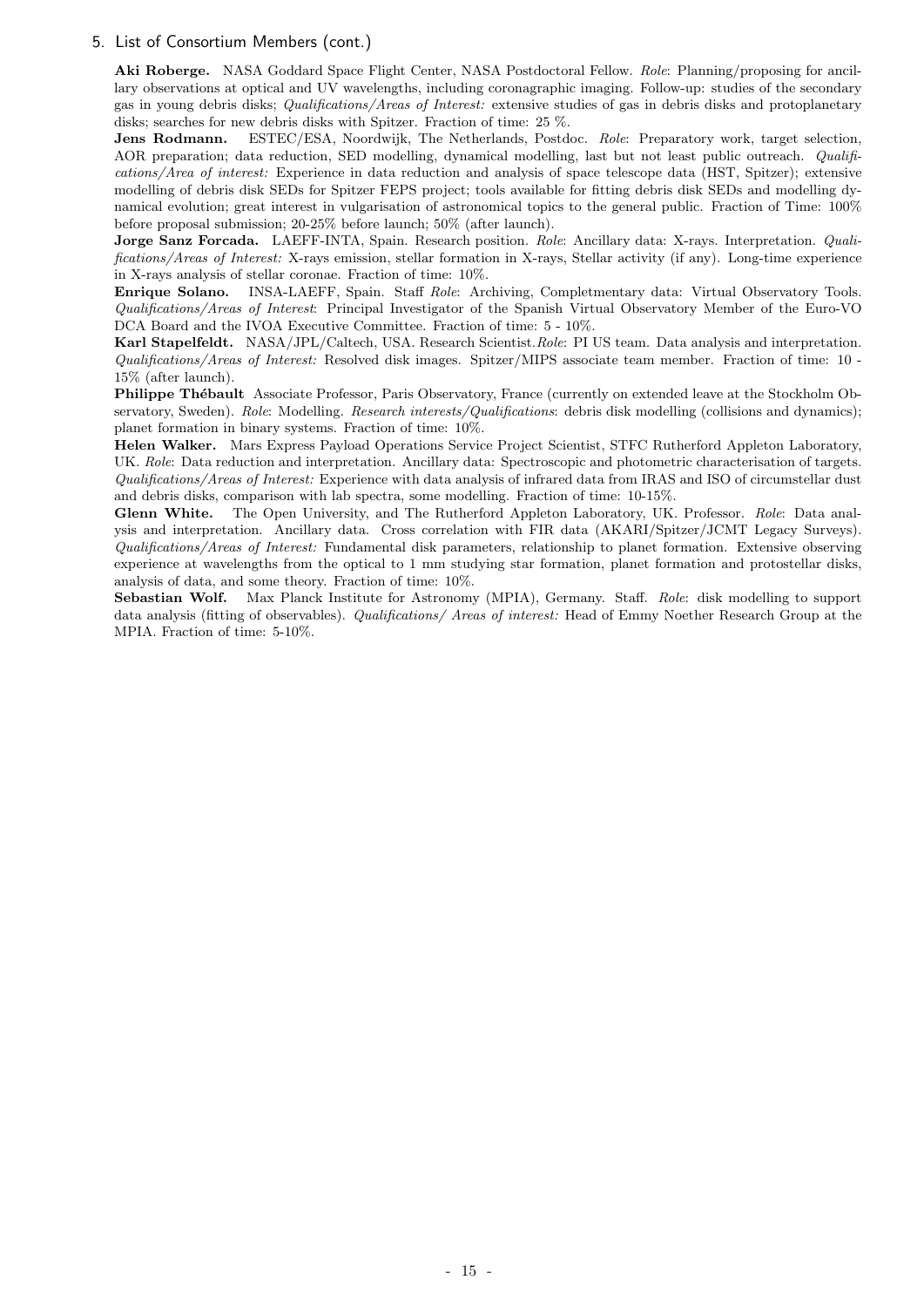## 5. List of Consortium Members (cont.)

**Aki Roberge.** NASA Goddard Space Flight Center, NASA Postdoctoral Fellow. *Role*: Planning/proposing for ancillary observations at optical and UV wavelengths, including coronagraphic imaging. Follow-up: studies of the secondary gas in young debris disks; *Qualifications/Areas of Interest:* extensive studies of gas in debris disks and protoplanetary disks; searches for new debris disks with Spitzer. Fraction of time: 25 %.

**Jens Rodmann.** ESTEC/ESA, Noordwijk, The Netherlands, Postdoc. *Role*: Preparatory work, target selection, AOR preparation; data reduction, SED modelling, dynamical modelling, last but not least public outreach. *Qualifications/Area of interest:* Experience in data reduction and analysis of space telescope data (HST, Spitzer); extensive modelling of debris disk SEDs for Spitzer FEPS project; tools available for fitting debris disk SEDs and modelling dynamical evolution; great interest in vulgarisation of astronomical topics to the general public. Fraction of Time: 100% before proposal submission; 20-25% before launch; 50% (after launch).

**Jorge Sanz Forcada.** LAEFF-INTA, Spain. Research position. *Role*: Ancillary data: X-rays. Interpretation. *Qualifications/Areas of Interest:* X-rays emission, stellar formation in X-rays, Stellar activity (if any). Long-time experience in X-rays analysis of stellar coronae. Fraction of time: 10%.

**Enrique Solano.** INSA-LAEFF, Spain. Staff *Role*: Archiving, Completmentary data: Virtual Observatory Tools. *Qualifications/Areas of Interest*: Principal Investigator of the Spanish Virtual Observatory Member of the Euro-VO DCA Board and the IVOA Executive Committee. Fraction of time: 5 - 10%.

**Karl Stapelfeldt.** NASA/JPL/Caltech, USA. Research Scientist.*Role*: PI US team. Data analysis and interpretation. *Qualifications/Areas of Interest:* Resolved disk images. Spitzer/MIPS associate team member. Fraction of time: 10 - 15% (after launch).

**Philippe Thébault** Associate Professor, Paris Observatory, France (currently on extended leave at the Stockholm Observatory, Sweden). *Role*: Modelling. *Research interests/Qualifications*: debris disk modelling (collisions and dynamics); planet formation in binary systems. Fraction of time: 10%.

**Helen Walker.** Mars Express Payload Operations Service Project Scientist, STFC Rutherford Appleton Laboratory, UK. *Role*: Data reduction and interpretation. Ancillary data: Spectroscopic and photometric characterisation of targets. *Qualifications/Areas of Interest:* Experience with data analysis of infrared data from IRAS and ISO of circumstellar dust and debris disks, comparison with lab spectra, some modelling. Fraction of time: 10-15%.

**Glenn White.** The Open University, and The Rutherford Appleton Laboratory, UK. Professor. *Role*: Data analysis and interpretation. Ancillary data. Cross correlation with FIR data (AKARI/Spitzer/JCMT Legacy Surveys). *Qualifications/Areas of Interest:* Fundamental disk parameters, relationship to planet formation. Extensive observing experience at wavelengths from the optical to 1 mm studying star formation, planet formation and protostellar disks, analysis of data, and some theory. Fraction of time: 10%.

**Sebastian Wolf.** Max Planck Institute for Astronomy (MPIA), Germany. Staff. *Role*: disk modelling to support data analysis (fitting of observables). *Qualifications/ Areas of interest:* Head of Emmy Noether Research Group at the MPIA. Fraction of time: 5-10%.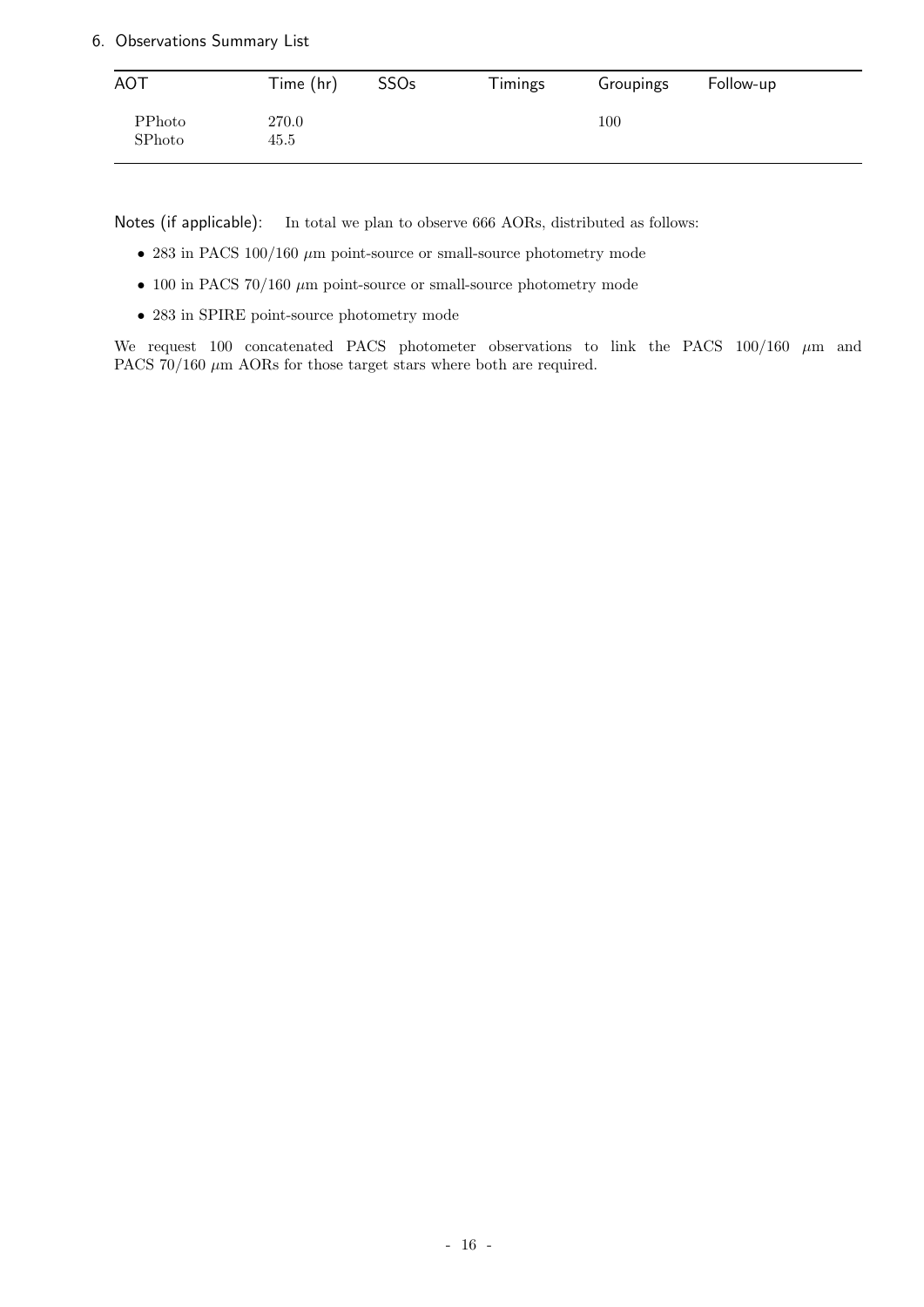6. Observations Summary List

| AOT | Time (hr) | SSOs | Timings | Groupings | Follow-up |
|---|---|---|---|---|---|
| PPhoto | 270.0 | | | 100 | |
| SPhoto | 45.5 | | | | |

Notes (if applicable): In total we plan to observe 666 AORs, distributed as follows:

- 283 in PACS 100/160 $\mu$m point-source or small-source photometry mode
- 100 in PACS 70/160 $\mu$m point-source or small-source photometry mode
- 283 in SPIRE point-source photometry mode

We request 100 concatenated PACS photometer observations to link the PACS 100/160 $\mu$m and PACS 70/160 $\mu$m AORs for those target stars where both are required.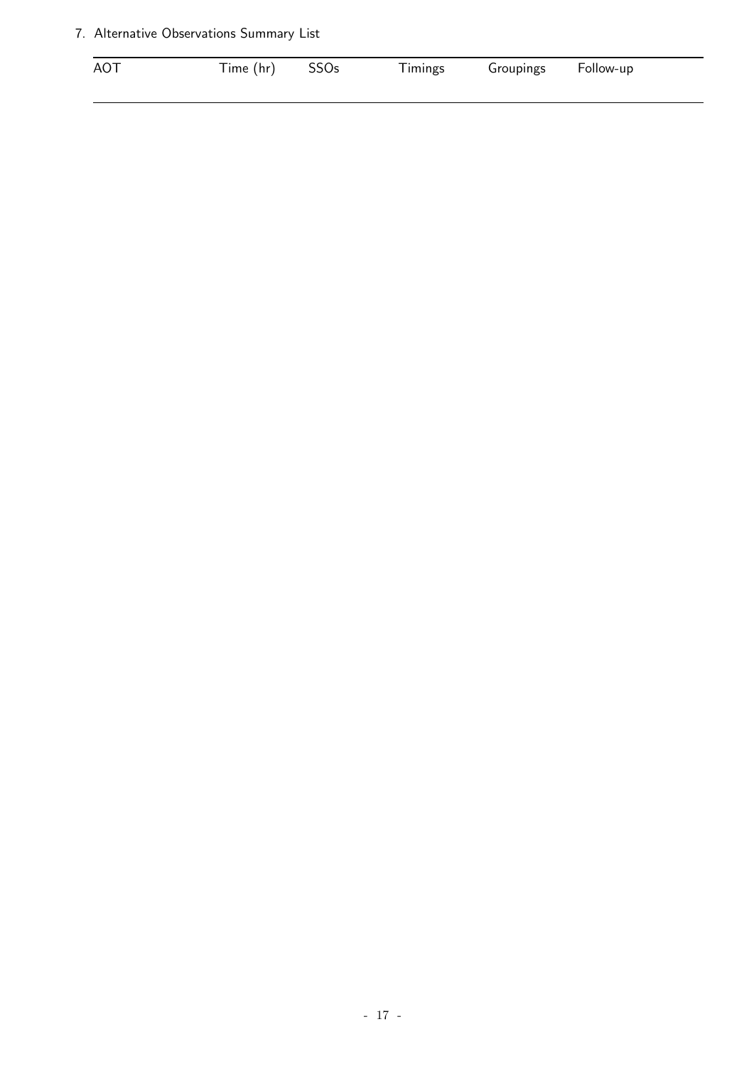7. Alternative Observations Summary List

| AOT | Time (hr) | SSOs | Timings | Groupings | Follow-up |
| --- | --- | --- | --- | --- | --- |